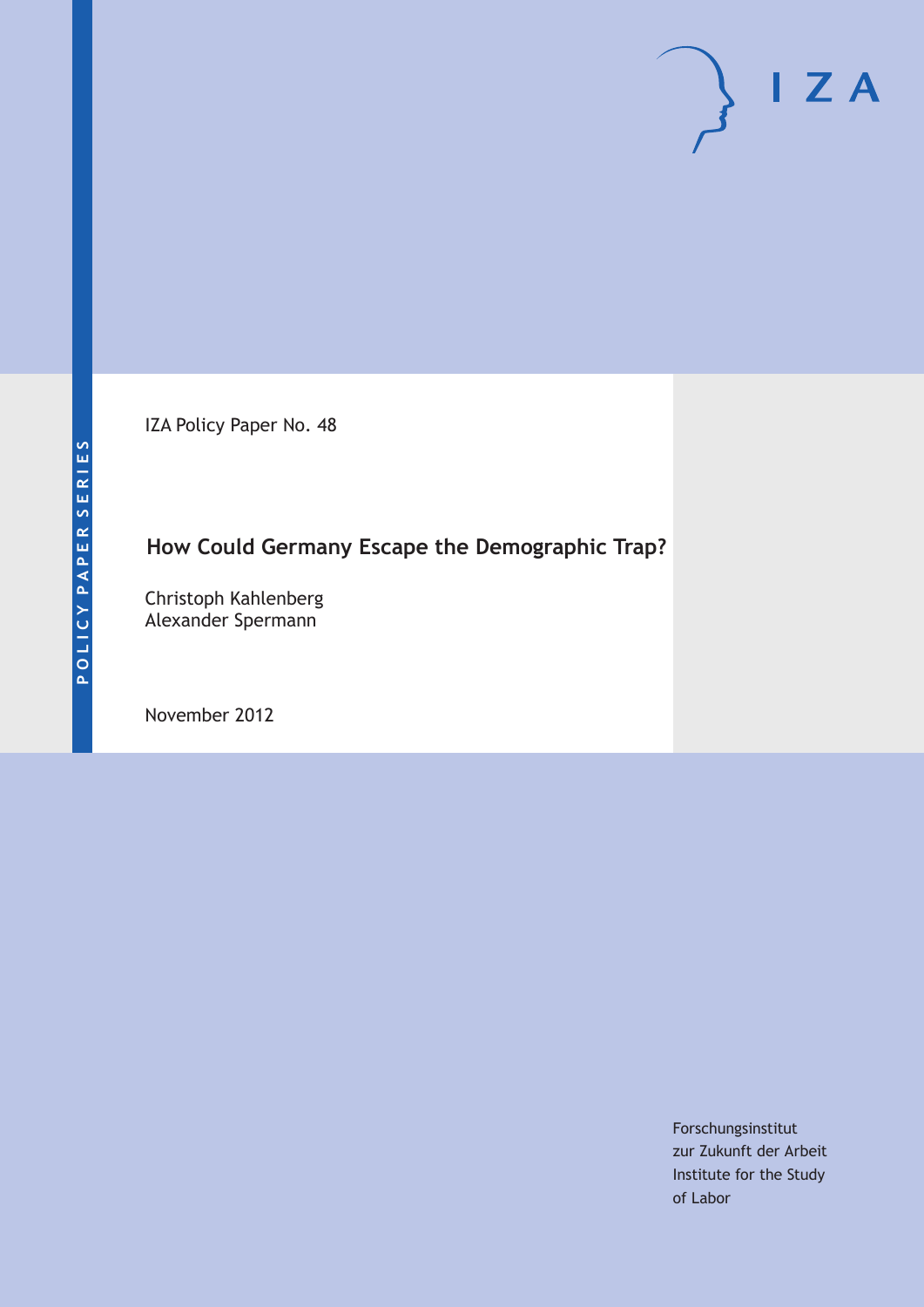IZA Policy Paper No. 48

# How Could Germany Escape the Demographic Trap?

Christoph Kahlenberg
Alexander Spermann

November 2012

POLICY PAPER SERIES

I Z A

Forschungsinstitut
zur Zukunft der Arbeit
Institute for the Study
of Labor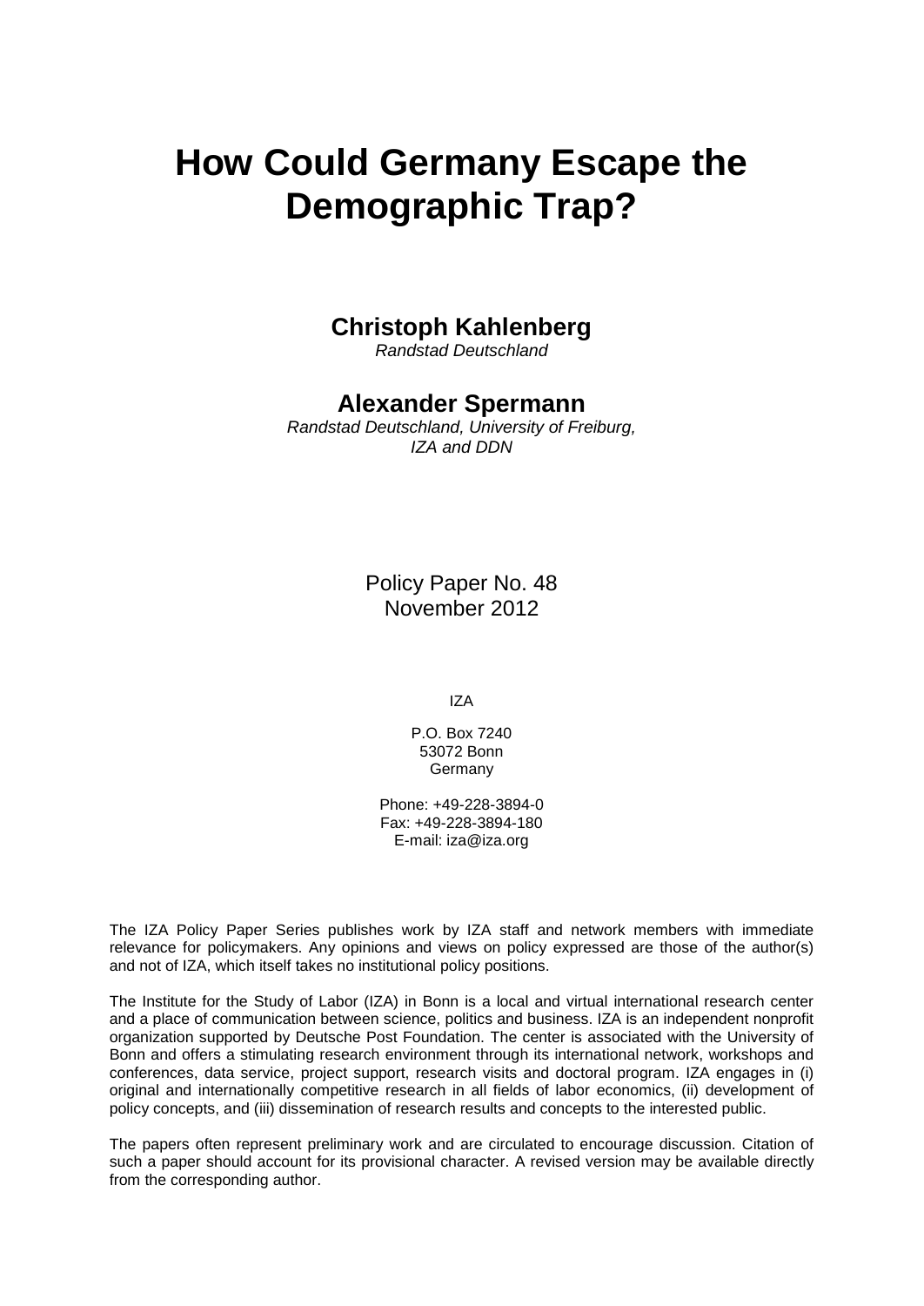# How Could Germany Escape the Demographic Trap?

**Christoph Kahlenberg**
*Randstad Deutschland*

**Alexander Spermann**
*Randstad Deutschland, University of Freiburg, IZA and DDN*

Policy Paper No. 48
November 2012

IZA

P.O. Box 7240
53072 Bonn
Germany

Phone: +49-228-3894-0
Fax: +49-228-3894-180
E-mail: iza@iza.org

The IZA Policy Paper Series publishes work by IZA staff and network members with immediate relevance for policymakers. Any opinions and views on policy expressed are those of the author(s) and not of IZA, which itself takes no institutional policy positions.

The Institute for the Study of Labor (IZA) in Bonn is a local and virtual international research center and a place of communication between science, politics and business. IZA is an independent nonprofit organization supported by Deutsche Post Foundation. The center is associated with the University of Bonn and offers a stimulating research environment through its international network, workshops and conferences, data service, project support, research visits and doctoral program. IZA engages in (i) original and internationally competitive research in all fields of labor economics, (ii) development of policy concepts, and (iii) dissemination of research results and concepts to the interested public.

The papers often represent preliminary work and are circulated to encourage discussion. Citation of such a paper should account for its provisional character. A revised version may be available directly from the corresponding author.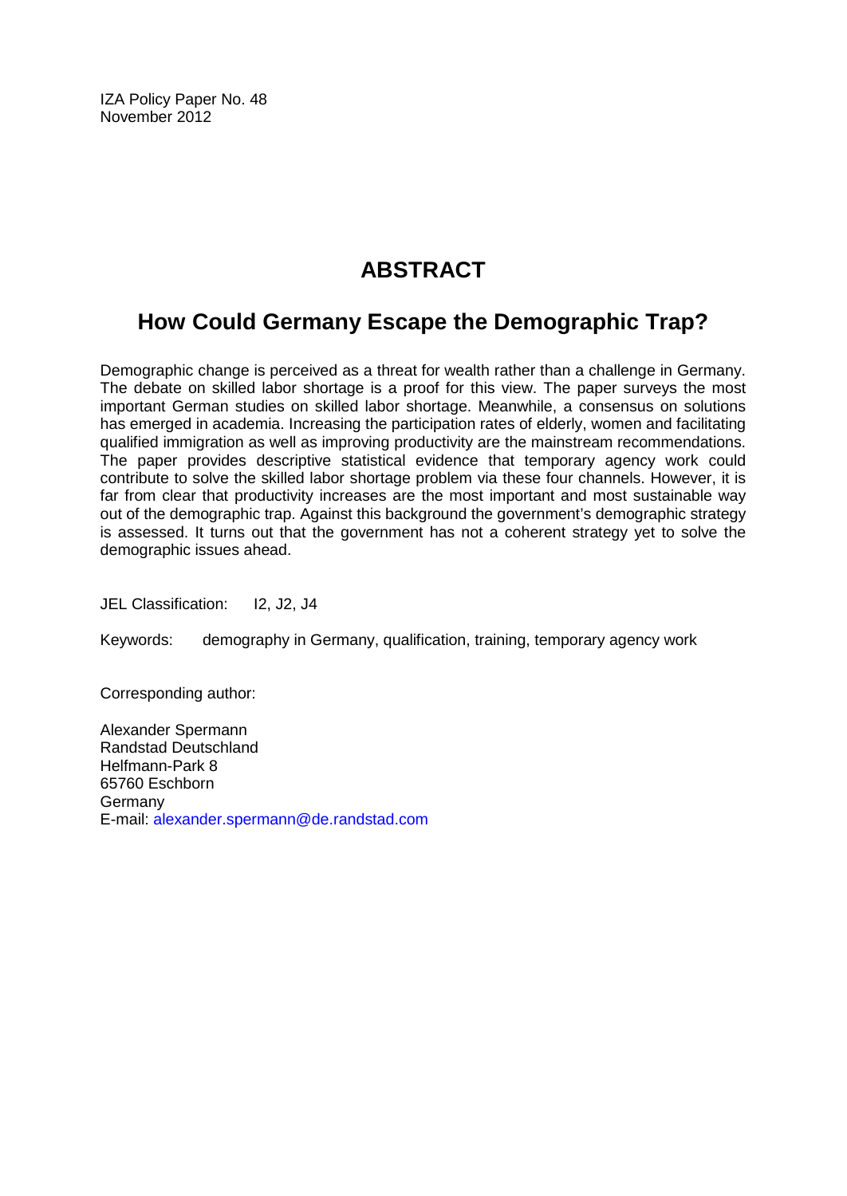IZA Policy Paper No. 48
November 2012

# ABSTRACT

## How Could Germany Escape the Demographic Trap?

Demographic change is perceived as a threat for wealth rather than a challenge in Germany. The debate on skilled labor shortage is a proof for this view. The paper surveys the most important German studies on skilled labor shortage. Meanwhile, a consensus on solutions has emerged in academia. Increasing the participation rates of elderly, women and facilitating qualified immigration as well as improving productivity are the mainstream recommendations. The paper provides descriptive statistical evidence that temporary agency work could contribute to solve the skilled labor shortage problem via these four channels. However, it is far from clear that productivity increases are the most important and most sustainable way out of the demographic trap. Against this background the government's demographic strategy is assessed. It turns out that the government has not a coherent strategy yet to solve the demographic issues ahead.

JEL Classification: I2, J2, J4

Keywords: demography in Germany, qualification, training, temporary agency work

Corresponding author:

Alexander Spermann
Randstad Deutschland
Helfmann-Park 8
65760 Eschborn
Germany
E-mail: alexander.spermann@de.randstad.com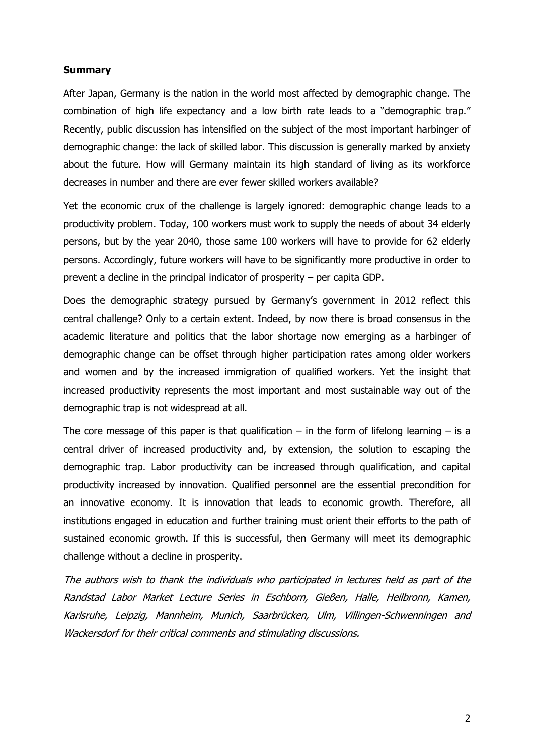## Summary

After Japan, Germany is the nation in the world most affected by demographic change. The combination of high life expectancy and a low birth rate leads to a "demographic trap." Recently, public discussion has intensified on the subject of the most important harbinger of demographic change: the lack of skilled labor. This discussion is generally marked by anxiety about the future. How will Germany maintain its high standard of living as its workforce decreases in number and there are ever fewer skilled workers available?

Yet the economic crux of the challenge is largely ignored: demographic change leads to a productivity problem. Today, 100 workers must work to supply the needs of about 34 elderly persons, but by the year 2040, those same 100 workers will have to provide for 62 elderly persons. Accordingly, future workers will have to be significantly more productive in order to prevent a decline in the principal indicator of prosperity – per capita GDP.

Does the demographic strategy pursued by Germany's government in 2012 reflect this central challenge? Only to a certain extent. Indeed, by now there is broad consensus in the academic literature and politics that the labor shortage now emerging as a harbinger of demographic change can be offset through higher participation rates among older workers and women and by the increased immigration of qualified workers. Yet the insight that increased productivity represents the most important and most sustainable way out of the demographic trap is not widespread at all.

The core message of this paper is that qualification – in the form of lifelong learning – is a central driver of increased productivity and, by extension, the solution to escaping the demographic trap. Labor productivity can be increased through qualification, and capital productivity increased by innovation. Qualified personnel are the essential precondition for an innovative economy. It is innovation that leads to economic growth. Therefore, all institutions engaged in education and further training must orient their efforts to the path of sustained economic growth. If this is successful, then Germany will meet its demographic challenge without a decline in prosperity.

*The authors wish to thank the individuals who participated in lectures held as part of the Randstad Labor Market Lecture Series in Eschborn, Gießen, Halle, Heilbronn, Kamen, Karlsruhe, Leipzig, Mannheim, Munich, Saarbrücken, Ulm, Villingen-Schwenningen and Wackersdorf for their critical comments and stimulating discussions.*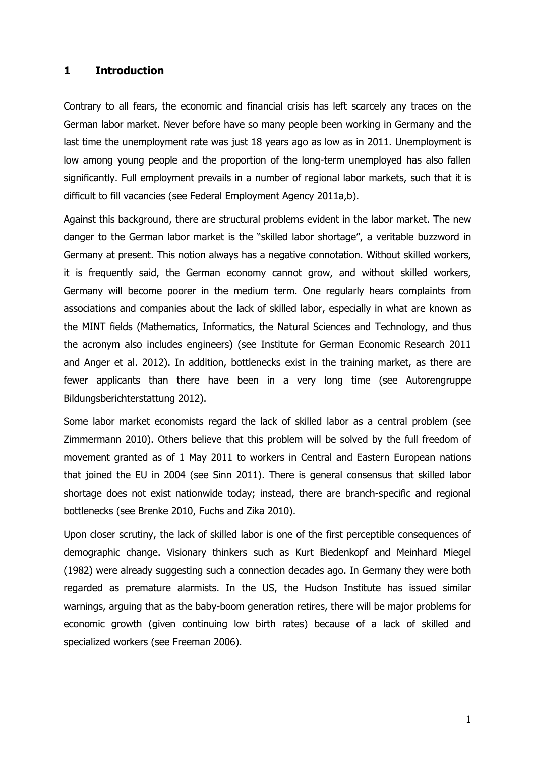# 1 Introduction

Contrary to all fears, the economic and financial crisis has left scarcely any traces on the German labor market. Never before have so many people been working in Germany and the last time the unemployment rate was just 18 years ago as low as in 2011. Unemployment is low among young people and the proportion of the long-term unemployed has also fallen significantly. Full employment prevails in a number of regional labor markets, such that it is difficult to fill vacancies (see Federal Employment Agency 2011a,b).

Against this background, there are structural problems evident in the labor market. The new danger to the German labor market is the "skilled labor shortage", a veritable buzzword in Germany at present. This notion always has a negative connotation. Without skilled workers, it is frequently said, the German economy cannot grow, and without skilled workers, Germany will become poorer in the medium term. One regularly hears complaints from associations and companies about the lack of skilled labor, especially in what are known as the MINT fields (Mathematics, Informatics, the Natural Sciences and Technology, and thus the acronym also includes engineers) (see Institute for German Economic Research 2011 and Anger et al. 2012). In addition, bottlenecks exist in the training market, as there are fewer applicants than there have been in a very long time (see Autorengruppe Bildungsberichterstattung 2012).

Some labor market economists regard the lack of skilled labor as a central problem (see Zimmermann 2010). Others believe that this problem will be solved by the full freedom of movement granted as of 1 May 2011 to workers in Central and Eastern European nations that joined the EU in 2004 (see Sinn 2011). There is general consensus that skilled labor shortage does not exist nationwide today; instead, there are branch-specific and regional bottlenecks (see Brenke 2010, Fuchs and Zika 2010).

Upon closer scrutiny, the lack of skilled labor is one of the first perceptible consequences of demographic change. Visionary thinkers such as Kurt Biedenkopf and Meinhard Miegel (1982) were already suggesting such a connection decades ago. In Germany they were both regarded as premature alarmists. In the US, the Hudson Institute has issued similar warnings, arguing that as the baby-boom generation retires, there will be major problems for economic growth (given continuing low birth rates) because of a lack of skilled and specialized workers (see Freeman 2006).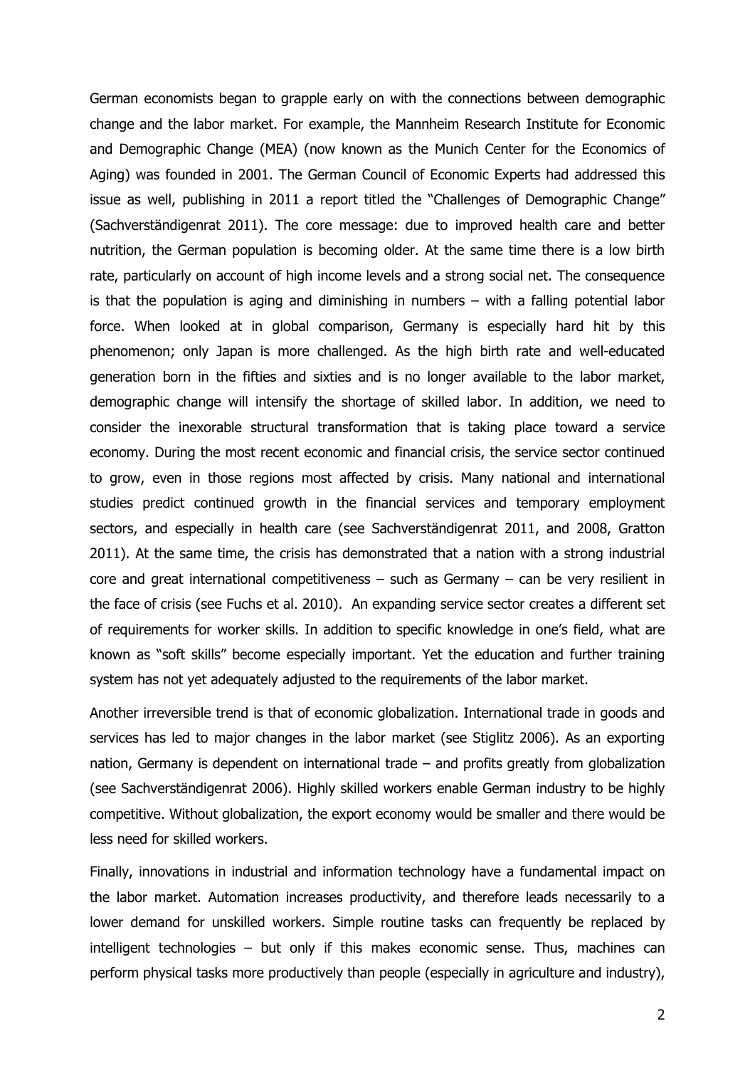German economists began to grapple early on with the connections between demographic change and the labor market. For example, the Mannheim Research Institute for Economic and Demographic Change (MEA) (now known as the Munich Center for the Economics of Aging) was founded in 2001. The German Council of Economic Experts had addressed this issue as well, publishing in 2011 a report titled the "Challenges of Demographic Change" (Sachverständigenrat 2011). The core message: due to improved health care and better nutrition, the German population is becoming older. At the same time there is a low birth rate, particularly on account of high income levels and a strong social net. The consequence is that the population is aging and diminishing in numbers – with a falling potential labor force. When looked at in global comparison, Germany is especially hard hit by this phenomenon; only Japan is more challenged. As the high birth rate and well-educated generation born in the fifties and sixties and is no longer available to the labor market, demographic change will intensify the shortage of skilled labor. In addition, we need to consider the inexorable structural transformation that is taking place toward a service economy. During the most recent economic and financial crisis, the service sector continued to grow, even in those regions most affected by crisis. Many national and international studies predict continued growth in the financial services and temporary employment sectors, and especially in health care (see Sachverständigenrat 2011, and 2008, Gratton 2011). At the same time, the crisis has demonstrated that a nation with a strong industrial core and great international competitiveness – such as Germany – can be very resilient in the face of crisis (see Fuchs et al. 2010). An expanding service sector creates a different set of requirements for worker skills. In addition to specific knowledge in one's field, what are known as "soft skills" become especially important. Yet the education and further training system has not yet adequately adjusted to the requirements of the labor market.

Another irreversible trend is that of economic globalization. International trade in goods and services has led to major changes in the labor market (see Stiglitz 2006). As an exporting nation, Germany is dependent on international trade – and profits greatly from globalization (see Sachverständigenrat 2006). Highly skilled workers enable German industry to be highly competitive. Without globalization, the export economy would be smaller and there would be less need for skilled workers.

Finally, innovations in industrial and information technology have a fundamental impact on the labor market. Automation increases productivity, and therefore leads necessarily to a lower demand for unskilled workers. Simple routine tasks can frequently be replaced by intelligent technologies – but only if this makes economic sense. Thus, machines can perform physical tasks more productively than people (especially in agriculture and industry),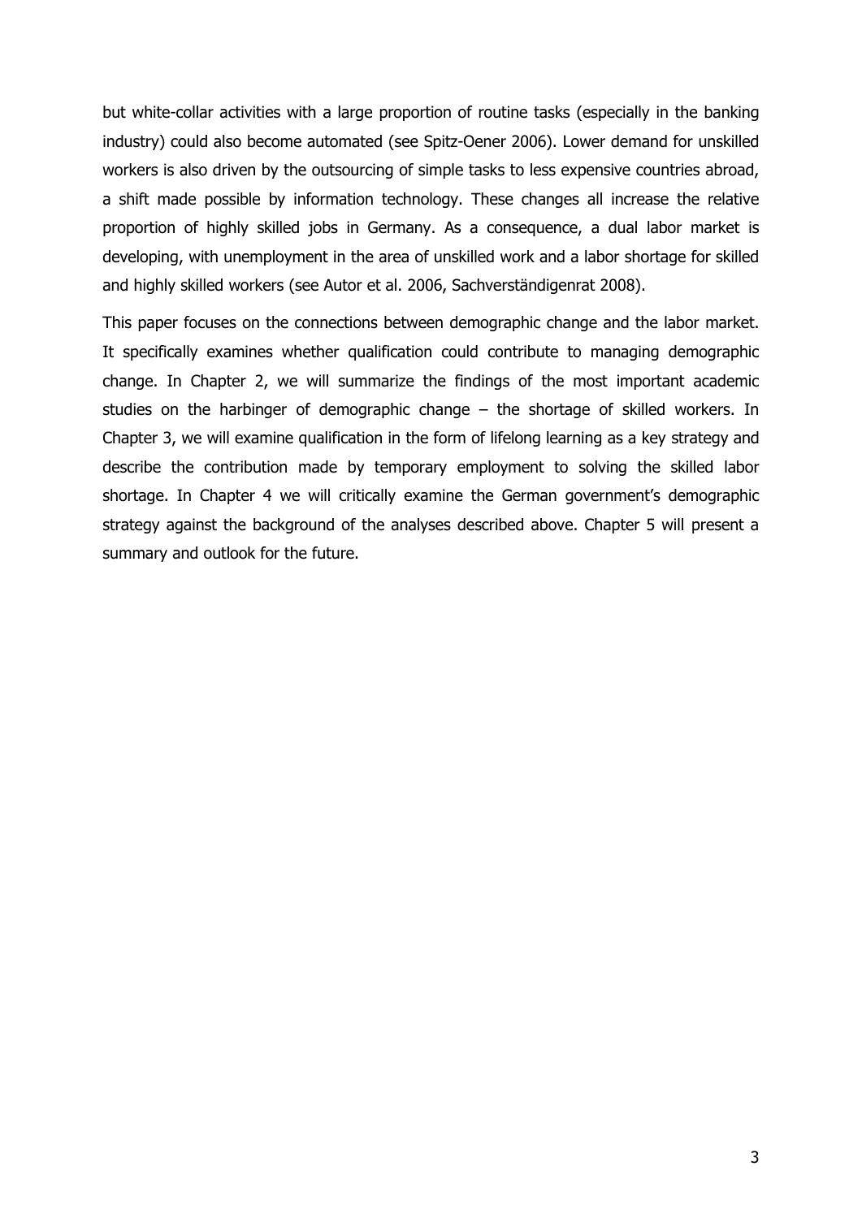but white-collar activities with a large proportion of routine tasks (especially in the banking industry) could also become automated (see Spitz-Oener 2006). Lower demand for unskilled workers is also driven by the outsourcing of simple tasks to less expensive countries abroad, a shift made possible by information technology. These changes all increase the relative proportion of highly skilled jobs in Germany. As a consequence, a dual labor market is developing, with unemployment in the area of unskilled work and a labor shortage for skilled and highly skilled workers (see Autor et al. 2006, Sachverständigenrat 2008).

This paper focuses on the connections between demographic change and the labor market. It specifically examines whether qualification could contribute to managing demographic change. In Chapter 2, we will summarize the findings of the most important academic studies on the harbinger of demographic change – the shortage of skilled workers. In Chapter 3, we will examine qualification in the form of lifelong learning as a key strategy and describe the contribution made by temporary employment to solving the skilled labor shortage. In Chapter 4 we will critically examine the German government's demographic strategy against the background of the analyses described above. Chapter 5 will present a summary and outlook for the future.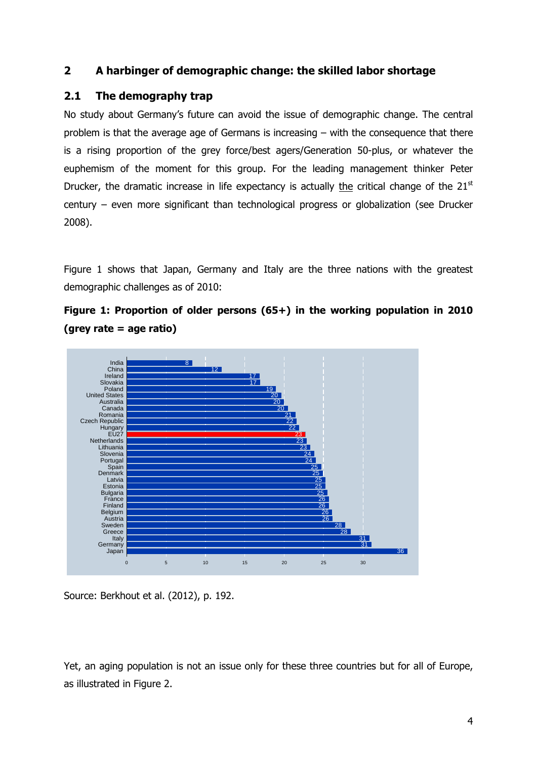## 2 A harbinger of demographic change: the skilled labor shortage

### 2.1 The demography trap

No study about Germany's future can avoid the issue of demographic change. The central problem is that the average age of Germans is increasing – with the consequence that there is a rising proportion of the grey force/best agers/Generation 50-plus, or whatever the euphemism of the moment for this group. For the leading management thinker Peter Drucker, the dramatic increase in life expectancy is actually the critical change of the 21st century – even more significant than technological progress or globalization (see Drucker 2008).

Figure 1 shows that Japan, Germany and Italy are the three nations with the greatest demographic challenges as of 2010:

**Figure 1: Proportion of older persons (65+) in the working population in 2010 (grey rate = age ratio)**

| Country | Value |
|---|---|
| India | 8 |
| China | 12 |
| Ireland | 17 |
| Slovakia | 17 |
| Poland | 19 |
| United States | 20 |
| Australia | 20 |
| Canada | 20 |
| Romania | 21 |
| Czech Republic | 22 |
| Hungary | 22 |
| EU27 | 23 |
| Netherlands | 23 |
| Lithuania | 23 |
| Slovenia | 24 |
| Portugal | 24 |
| Spain | 25 |
| Denmark | 25 |
| Latvia | 25 |
| Estonia | 25 |
| Bulgaria | 25 |
| France | 26 |
| Finland | 26 |
| Belgium | 26 |
| Austria | 26 |
| Sweden | 28 |
| Greece | 28 |
| Italy | 31 |
| Germany | 31 |
| Japan | 36 |

Source: Berkhout et al. (2012), p. 192.

Yet, an aging population is not an issue only for these three countries but for all of Europe, as illustrated in Figure 2.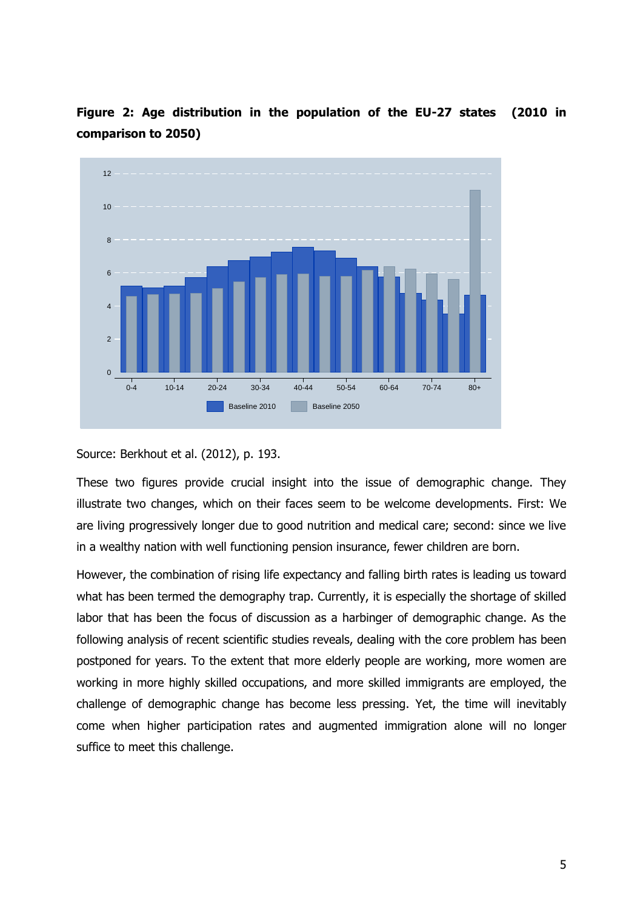**Figure 2: Age distribution in the population of the EU-27 states (2010 in comparison to 2050)**

Source: Berkhout et al. (2012), p. 193.

These two figures provide crucial insight into the issue of demographic change. They illustrate two changes, which on their faces seem to be welcome developments. First: We are living progressively longer due to good nutrition and medical care; second: since we live in a wealthy nation with well functioning pension insurance, fewer children are born.

However, the combination of rising life expectancy and falling birth rates is leading us toward what has been termed the demography trap. Currently, it is especially the shortage of skilled labor that has been the focus of discussion as a harbinger of demographic change. As the following analysis of recent scientific studies reveals, dealing with the core problem has been postponed for years. To the extent that more elderly people are working, more women are working in more highly skilled occupations, and more skilled immigrants are employed, the challenge of demographic change has become less pressing. Yet, the time will inevitably come when higher participation rates and augmented immigration alone will no longer suffice to meet this challenge.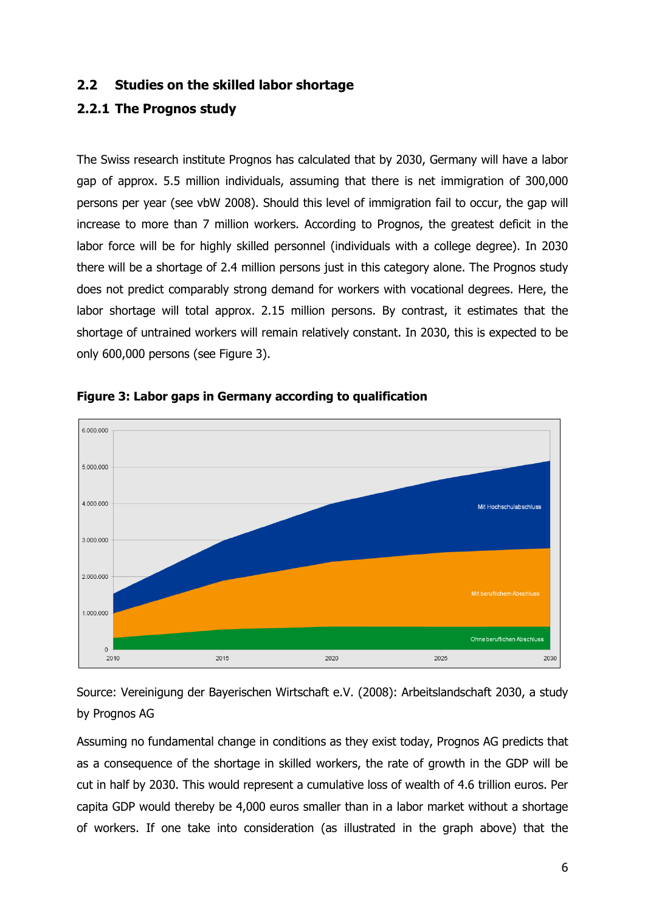## 2.2 Studies on the skilled labor shortage

### 2.2.1 The Prognos study

The Swiss research institute Prognos has calculated that by 2030, Germany will have a labor gap of approx. 5.5 million individuals, assuming that there is net immigration of 300,000 persons per year (see vbW 2008). Should this level of immigration fail to occur, the gap will increase to more than 7 million workers. According to Prognos, the greatest deficit in the labor force will be for highly skilled personnel (individuals with a college degree). In 2030 there will be a shortage of 2.4 million persons just in this category alone. The Prognos study does not predict comparably strong demand for workers with vocational degrees. Here, the labor shortage will total approx. 2.15 million persons. By contrast, it estimates that the shortage of untrained workers will remain relatively constant. In 2030, this is expected to be only 600,000 persons (see Figure 3).

**Figure 3: Labor gaps in Germany according to qualification**

Source: Vereinigung der Bayerischen Wirtschaft e.V. (2008): Arbeitslandschaft 2030, a study by Prognos AG

Assuming no fundamental change in conditions as they exist today, Prognos AG predicts that as a consequence of the shortage in skilled workers, the rate of growth in the GDP will be cut in half by 2030. This would represent a cumulative loss of wealth of 4.6 trillion euros. Per capita GDP would thereby be 4,000 euros smaller than in a labor market without a shortage of workers. If one take into consideration (as illustrated in the graph above) that the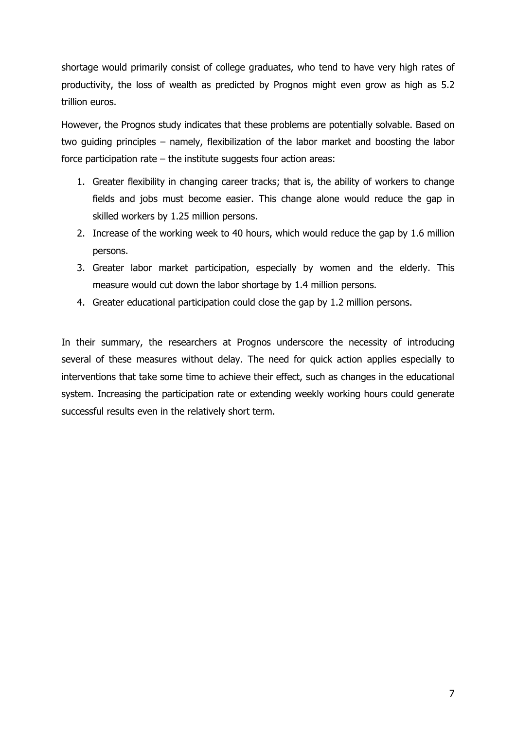shortage would primarily consist of college graduates, who tend to have very high rates of productivity, the loss of wealth as predicted by Prognos might even grow as high as 5.2 trillion euros.

However, the Prognos study indicates that these problems are potentially solvable. Based on two guiding principles – namely, flexibilization of the labor market and boosting the labor force participation rate – the institute suggests four action areas:

1. Greater flexibility in changing career tracks; that is, the ability of workers to change fields and jobs must become easier. This change alone would reduce the gap in skilled workers by 1.25 million persons.
2. Increase of the working week to 40 hours, which would reduce the gap by 1.6 million persons.
3. Greater labor market participation, especially by women and the elderly. This measure would cut down the labor shortage by 1.4 million persons.
4. Greater educational participation could close the gap by 1.2 million persons.

In their summary, the researchers at Prognos underscore the necessity of introducing several of these measures without delay. The need for quick action applies especially to interventions that take some time to achieve their effect, such as changes in the educational system. Increasing the participation rate or extending weekly working hours could generate successful results even in the relatively short term.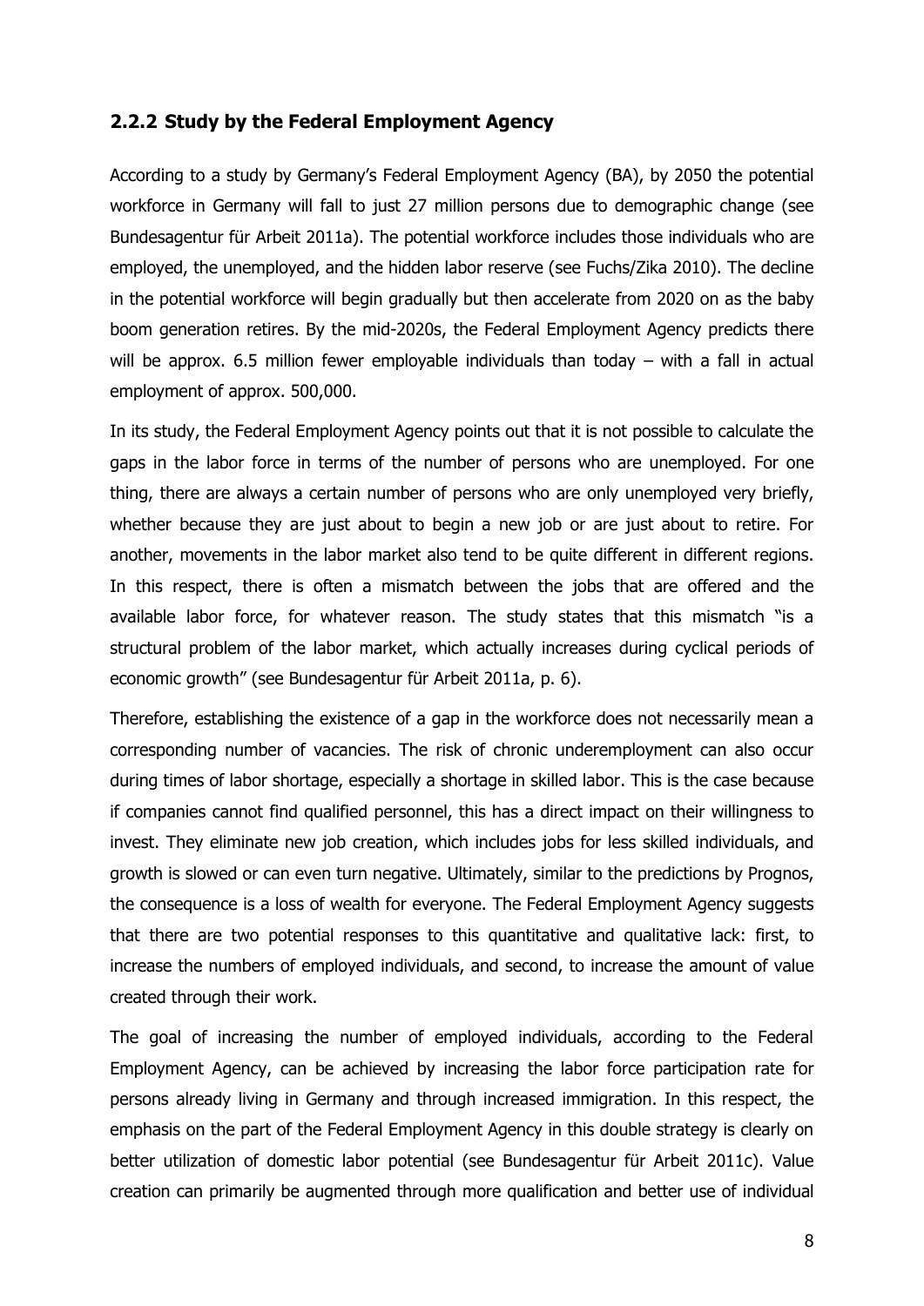### 2.2.2 Study by the Federal Employment Agency

According to a study by Germany's Federal Employment Agency (BA), by 2050 the potential workforce in Germany will fall to just 27 million persons due to demographic change (see Bundesagentur für Arbeit 2011a). The potential workforce includes those individuals who are employed, the unemployed, and the hidden labor reserve (see Fuchs/Zika 2010). The decline in the potential workforce will begin gradually but then accelerate from 2020 on as the baby boom generation retires. By the mid-2020s, the Federal Employment Agency predicts there will be approx. 6.5 million fewer employable individuals than today – with a fall in actual employment of approx. 500,000.

In its study, the Federal Employment Agency points out that it is not possible to calculate the gaps in the labor force in terms of the number of persons who are unemployed. For one thing, there are always a certain number of persons who are only unemployed very briefly, whether because they are just about to begin a new job or are just about to retire. For another, movements in the labor market also tend to be quite different in different regions. In this respect, there is often a mismatch between the jobs that are offered and the available labor force, for whatever reason. The study states that this mismatch "is a structural problem of the labor market, which actually increases during cyclical periods of economic growth" (see Bundesagentur für Arbeit 2011a, p. 6).

Therefore, establishing the existence of a gap in the workforce does not necessarily mean a corresponding number of vacancies. The risk of chronic underemployment can also occur during times of labor shortage, especially a shortage in skilled labor. This is the case because if companies cannot find qualified personnel, this has a direct impact on their willingness to invest. They eliminate new job creation, which includes jobs for less skilled individuals, and growth is slowed or can even turn negative. Ultimately, similar to the predictions by Prognos, the consequence is a loss of wealth for everyone. The Federal Employment Agency suggests that there are two potential responses to this quantitative and qualitative lack: first, to increase the numbers of employed individuals, and second, to increase the amount of value created through their work.

The goal of increasing the number of employed individuals, according to the Federal Employment Agency, can be achieved by increasing the labor force participation rate for persons already living in Germany and through increased immigration. In this respect, the emphasis on the part of the Federal Employment Agency in this double strategy is clearly on better utilization of domestic labor potential (see Bundesagentur für Arbeit 2011c). Value creation can primarily be augmented through more qualification and better use of individual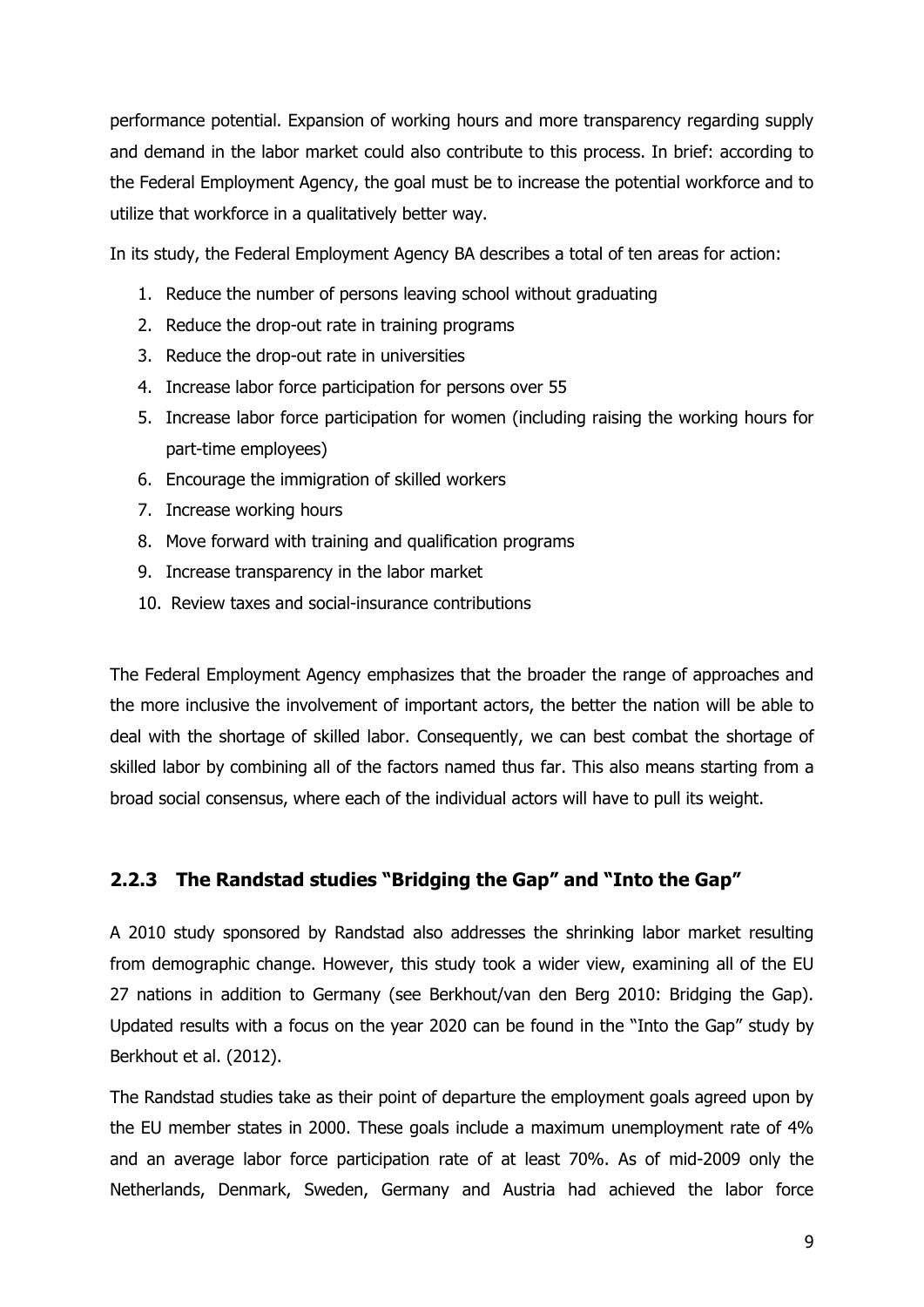performance potential. Expansion of working hours and more transparency regarding supply and demand in the labor market could also contribute to this process. In brief: according to the Federal Employment Agency, the goal must be to increase the potential workforce and to utilize that workforce in a qualitatively better way.

In its study, the Federal Employment Agency BA describes a total of ten areas for action:

1. Reduce the number of persons leaving school without graduating
2. Reduce the drop-out rate in training programs
3. Reduce the drop-out rate in universities
4. Increase labor force participation for persons over 55
5. Increase labor force participation for women (including raising the working hours for part-time employees)
6. Encourage the immigration of skilled workers
7. Increase working hours
8. Move forward with training and qualification programs
9. Increase transparency in the labor market
10. Review taxes and social-insurance contributions

The Federal Employment Agency emphasizes that the broader the range of approaches and the more inclusive the involvement of important actors, the better the nation will be able to deal with the shortage of skilled labor. Consequently, we can best combat the shortage of skilled labor by combining all of the factors named thus far. This also means starting from a broad social consensus, where each of the individual actors will have to pull its weight.

### 2.2.3 The Randstad studies "Bridging the Gap" and "Into the Gap"

A 2010 study sponsored by Randstad also addresses the shrinking labor market resulting from demographic change. However, this study took a wider view, examining all of the EU 27 nations in addition to Germany (see Berkhout/van den Berg 2010: Bridging the Gap). Updated results with a focus on the year 2020 can be found in the "Into the Gap" study by Berkhout et al. (2012).

The Randstad studies take as their point of departure the employment goals agreed upon by the EU member states in 2000. These goals include a maximum unemployment rate of 4% and an average labor force participation rate of at least 70%. As of mid-2009 only the Netherlands, Denmark, Sweden, Germany and Austria had achieved the labor force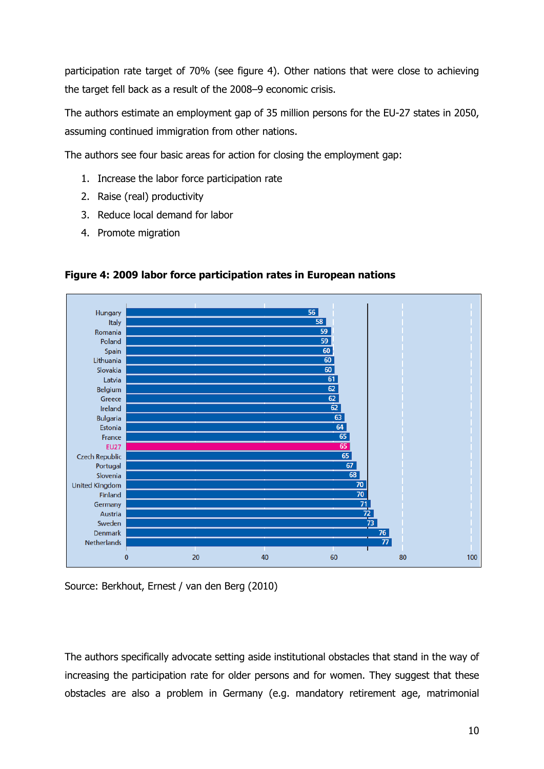participation rate target of 70% (see figure 4). Other nations that were close to achieving the target fell back as a result of the 2008–9 economic crisis.

The authors estimate an employment gap of 35 million persons for the EU-27 states in 2050, assuming continued immigration from other nations.

The authors see four basic areas for action for closing the employment gap:

1. Increase the labor force participation rate
2. Raise (real) productivity
3. Reduce local demand for labor
4. Promote migration

**Figure 4: 2009 labor force participation rates in European nations**

| Country | Participation rate |
|---|---|
| Hungary | 56 |
| Italy | 58 |
| Romania | 59 |
| Poland | 59 |
| Spain | 60 |
| Lithuania | 60 |
| Slovakia | 60 |
| Latvia | 61 |
| Belgium | 62 |
| Greece | 62 |
| Ireland | 62 |
| Bulgaria | 63 |
| Estonia | 64 |
| France | 65 |
| EU27 | 65 |
| Czech Republic | 65 |
| Portugal | 67 |
| Slovenia | 68 |
| United Kingdom | 70 |
| Finland | 70 |
| Germany | 71 |
| Austria | 72 |
| Sweden | 73 |
| Denmark | 76 |
| Netherlands | 77 |

Source: Berkhout, Ernest / van den Berg (2010)

The authors specifically advocate setting aside institutional obstacles that stand in the way of increasing the participation rate for older persons and for women. They suggest that these obstacles are also a problem in Germany (e.g. mandatory retirement age, matrimonial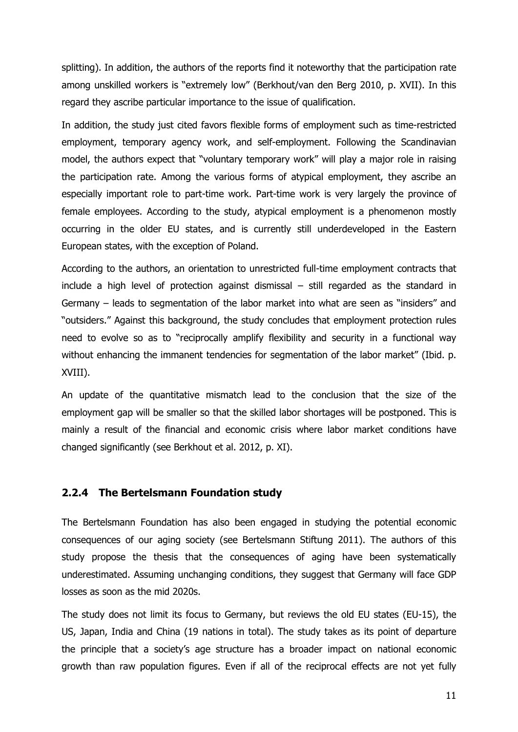splitting). In addition, the authors of the reports find it noteworthy that the participation rate among unskilled workers is "extremely low" (Berkhout/van den Berg 2010, p. XVII). In this regard they ascribe particular importance to the issue of qualification.

In addition, the study just cited favors flexible forms of employment such as time-restricted employment, temporary agency work, and self-employment. Following the Scandinavian model, the authors expect that "voluntary temporary work" will play a major role in raising the participation rate. Among the various forms of atypical employment, they ascribe an especially important role to part-time work. Part-time work is very largely the province of female employees. According to the study, atypical employment is a phenomenon mostly occurring in the older EU states, and is currently still underdeveloped in the Eastern European states, with the exception of Poland.

According to the authors, an orientation to unrestricted full-time employment contracts that include a high level of protection against dismissal – still regarded as the standard in Germany – leads to segmentation of the labor market into what are seen as "insiders" and "outsiders." Against this background, the study concludes that employment protection rules need to evolve so as to "reciprocally amplify flexibility and security in a functional way without enhancing the immanent tendencies for segmentation of the labor market" (Ibid. p. XVIII).

An update of the quantitative mismatch lead to the conclusion that the size of the employment gap will be smaller so that the skilled labor shortages will be postponed. This is mainly a result of the financial and economic crisis where labor market conditions have changed significantly (see Berkhout et al. 2012, p. XI).

### 2.2.4 The Bertelsmann Foundation study

The Bertelsmann Foundation has also been engaged in studying the potential economic consequences of our aging society (see Bertelsmann Stiftung 2011). The authors of this study propose the thesis that the consequences of aging have been systematically underestimated. Assuming unchanging conditions, they suggest that Germany will face GDP losses as soon as the mid 2020s.

The study does not limit its focus to Germany, but reviews the old EU states (EU-15), the US, Japan, India and China (19 nations in total). The study takes as its point of departure the principle that a society's age structure has a broader impact on national economic growth than raw population figures. Even if all of the reciprocal effects are not yet fully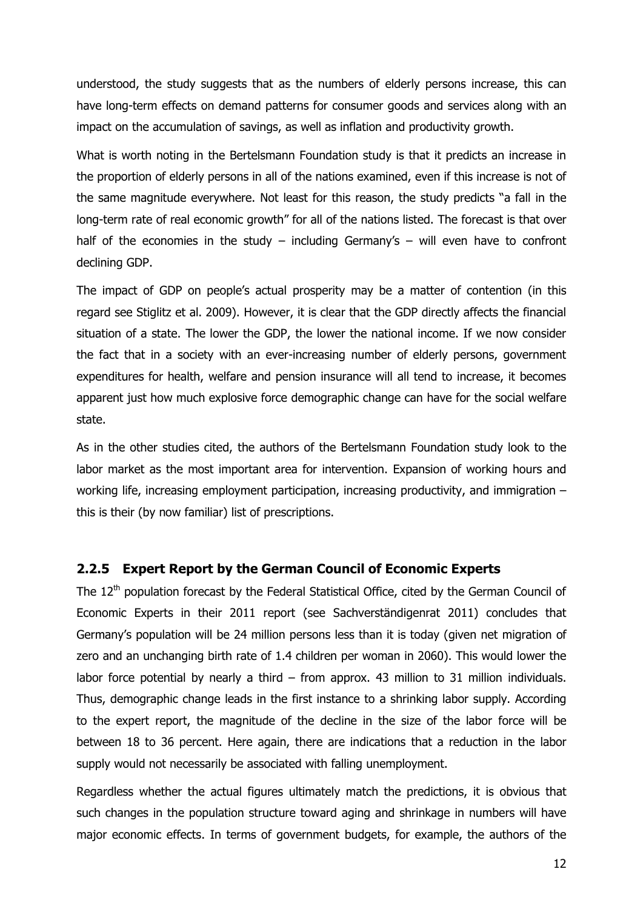understood, the study suggests that as the numbers of elderly persons increase, this can have long-term effects on demand patterns for consumer goods and services along with an impact on the accumulation of savings, as well as inflation and productivity growth.

What is worth noting in the Bertelsmann Foundation study is that it predicts an increase in the proportion of elderly persons in all of the nations examined, even if this increase is not of the same magnitude everywhere. Not least for this reason, the study predicts "a fall in the long-term rate of real economic growth" for all of the nations listed. The forecast is that over half of the economies in the study – including Germany's – will even have to confront declining GDP.

The impact of GDP on people's actual prosperity may be a matter of contention (in this regard see Stiglitz et al. 2009). However, it is clear that the GDP directly affects the financial situation of a state. The lower the GDP, the lower the national income. If we now consider the fact that in a society with an ever-increasing number of elderly persons, government expenditures for health, welfare and pension insurance will all tend to increase, it becomes apparent just how much explosive force demographic change can have for the social welfare state.

As in the other studies cited, the authors of the Bertelsmann Foundation study look to the labor market as the most important area for intervention. Expansion of working hours and working life, increasing employment participation, increasing productivity, and immigration – this is their (by now familiar) list of prescriptions.

### 2.2.5 Expert Report by the German Council of Economic Experts

The 12th population forecast by the Federal Statistical Office, cited by the German Council of Economic Experts in their 2011 report (see Sachverständigenrat 2011) concludes that Germany's population will be 24 million persons less than it is today (given net migration of zero and an unchanging birth rate of 1.4 children per woman in 2060). This would lower the labor force potential by nearly a third – from approx. 43 million to 31 million individuals. Thus, demographic change leads in the first instance to a shrinking labor supply. According to the expert report, the magnitude of the decline in the size of the labor force will be between 18 to 36 percent. Here again, there are indications that a reduction in the labor supply would not necessarily be associated with falling unemployment.

Regardless whether the actual figures ultimately match the predictions, it is obvious that such changes in the population structure toward aging and shrinkage in numbers will have major economic effects. In terms of government budgets, for example, the authors of the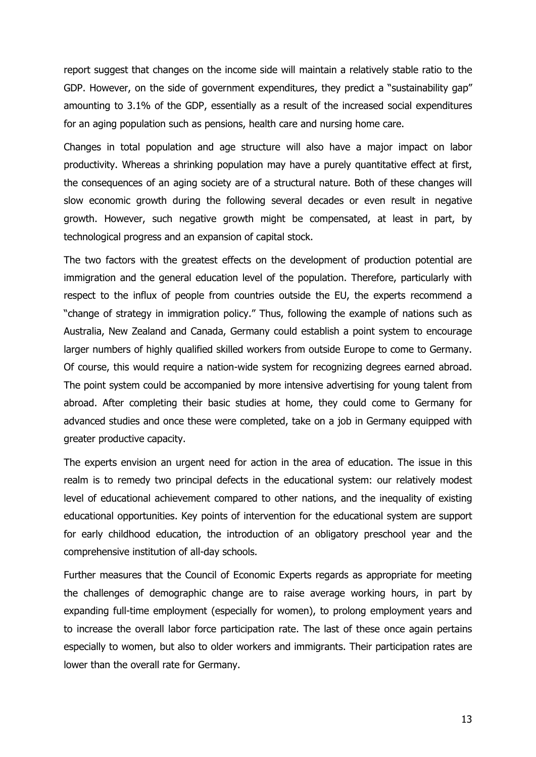report suggest that changes on the income side will maintain a relatively stable ratio to the GDP. However, on the side of government expenditures, they predict a "sustainability gap" amounting to 3.1% of the GDP, essentially as a result of the increased social expenditures for an aging population such as pensions, health care and nursing home care.

Changes in total population and age structure will also have a major impact on labor productivity. Whereas a shrinking population may have a purely quantitative effect at first, the consequences of an aging society are of a structural nature. Both of these changes will slow economic growth during the following several decades or even result in negative growth. However, such negative growth might be compensated, at least in part, by technological progress and an expansion of capital stock.

The two factors with the greatest effects on the development of production potential are immigration and the general education level of the population. Therefore, particularly with respect to the influx of people from countries outside the EU, the experts recommend a "change of strategy in immigration policy." Thus, following the example of nations such as Australia, New Zealand and Canada, Germany could establish a point system to encourage larger numbers of highly qualified skilled workers from outside Europe to come to Germany. Of course, this would require a nation-wide system for recognizing degrees earned abroad. The point system could be accompanied by more intensive advertising for young talent from abroad. After completing their basic studies at home, they could come to Germany for advanced studies and once these were completed, take on a job in Germany equipped with greater productive capacity.

The experts envision an urgent need for action in the area of education. The issue in this realm is to remedy two principal defects in the educational system: our relatively modest level of educational achievement compared to other nations, and the inequality of existing educational opportunities. Key points of intervention for the educational system are support for early childhood education, the introduction of an obligatory preschool year and the comprehensive institution of all-day schools.

Further measures that the Council of Economic Experts regards as appropriate for meeting the challenges of demographic change are to raise average working hours, in part by expanding full-time employment (especially for women), to prolong employment years and to increase the overall labor force participation rate. The last of these once again pertains especially to women, but also to older workers and immigrants. Their participation rates are lower than the overall rate for Germany.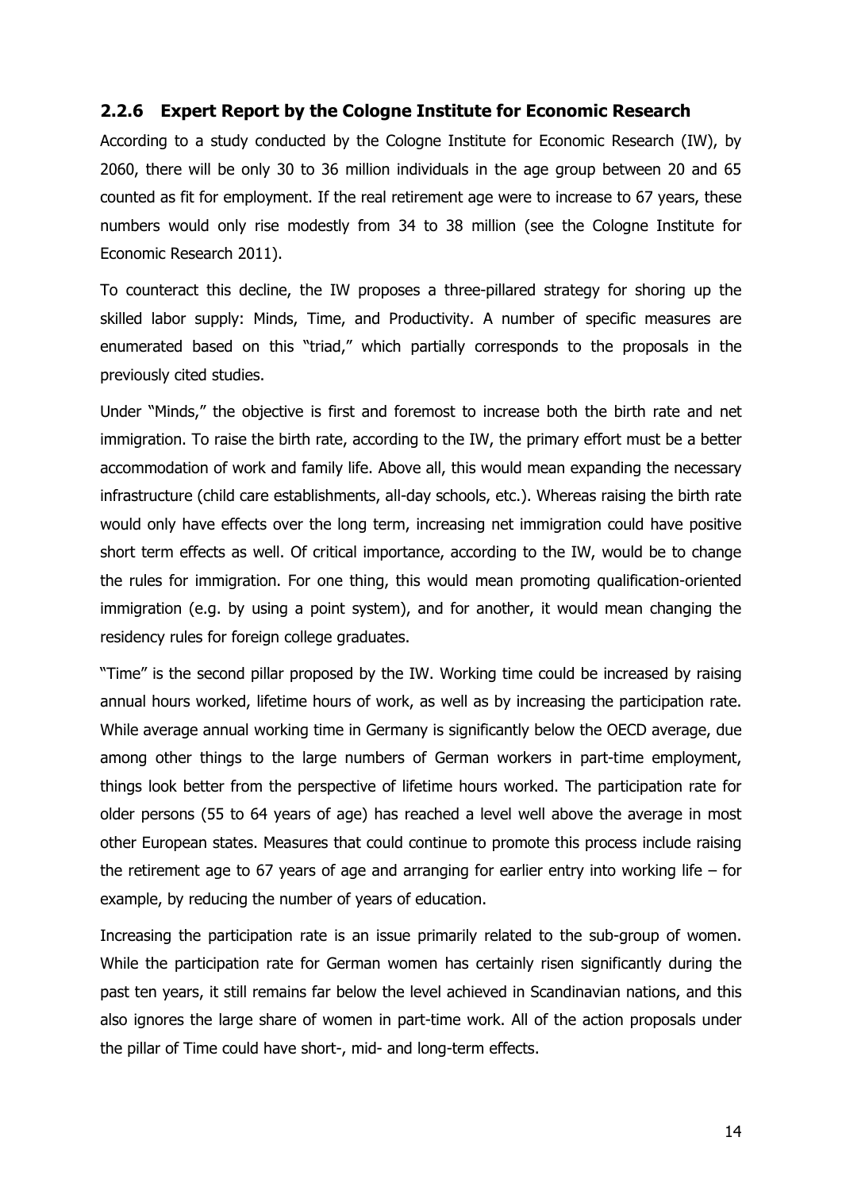### 2.2.6 Expert Report by the Cologne Institute for Economic Research

According to a study conducted by the Cologne Institute for Economic Research (IW), by 2060, there will be only 30 to 36 million individuals in the age group between 20 and 65 counted as fit for employment. If the real retirement age were to increase to 67 years, these numbers would only rise modestly from 34 to 38 million (see the Cologne Institute for Economic Research 2011).

To counteract this decline, the IW proposes a three-pillared strategy for shoring up the skilled labor supply: Minds, Time, and Productivity. A number of specific measures are enumerated based on this "triad," which partially corresponds to the proposals in the previously cited studies.

Under "Minds," the objective is first and foremost to increase both the birth rate and net immigration. To raise the birth rate, according to the IW, the primary effort must be a better accommodation of work and family life. Above all, this would mean expanding the necessary infrastructure (child care establishments, all-day schools, etc.). Whereas raising the birth rate would only have effects over the long term, increasing net immigration could have positive short term effects as well. Of critical importance, according to the IW, would be to change the rules for immigration. For one thing, this would mean promoting qualification-oriented immigration (e.g. by using a point system), and for another, it would mean changing the residency rules for foreign college graduates.

"Time" is the second pillar proposed by the IW. Working time could be increased by raising annual hours worked, lifetime hours of work, as well as by increasing the participation rate. While average annual working time in Germany is significantly below the OECD average, due among other things to the large numbers of German workers in part-time employment, things look better from the perspective of lifetime hours worked. The participation rate for older persons (55 to 64 years of age) has reached a level well above the average in most other European states. Measures that could continue to promote this process include raising the retirement age to 67 years of age and arranging for earlier entry into working life – for example, by reducing the number of years of education.

Increasing the participation rate is an issue primarily related to the sub-group of women. While the participation rate for German women has certainly risen significantly during the past ten years, it still remains far below the level achieved in Scandinavian nations, and this also ignores the large share of women in part-time work. All of the action proposals under the pillar of Time could have short-, mid- and long-term effects.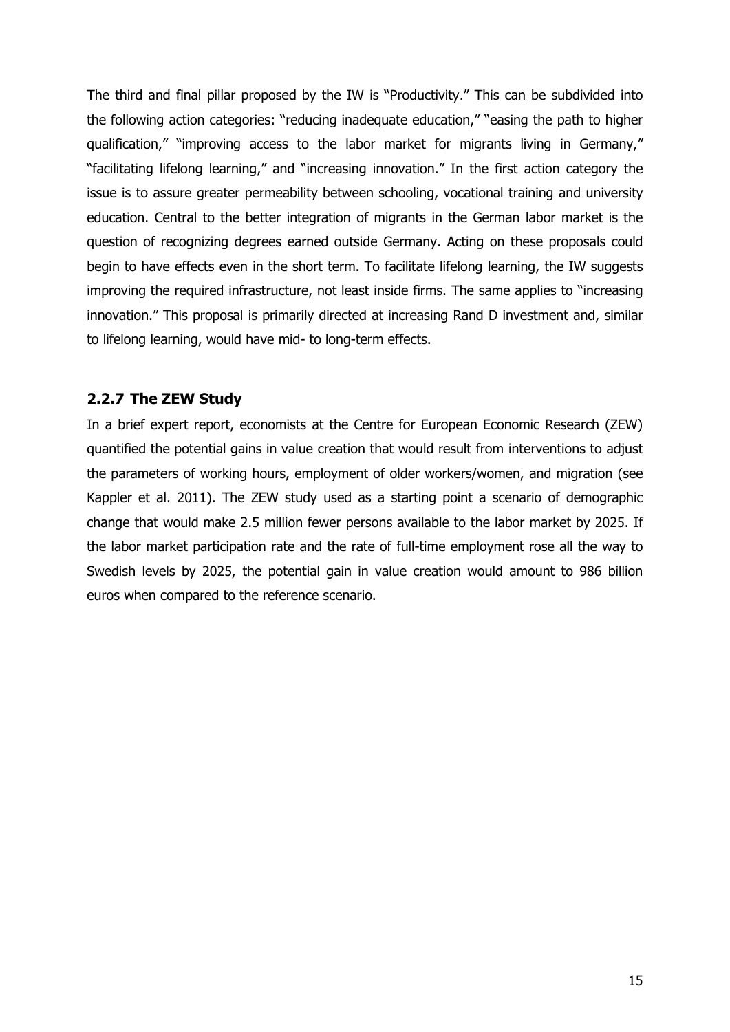The third and final pillar proposed by the IW is "Productivity." This can be subdivided into the following action categories: "reducing inadequate education," "easing the path to higher qualification," "improving access to the labor market for migrants living in Germany," "facilitating lifelong learning," and "increasing innovation." In the first action category the issue is to assure greater permeability between schooling, vocational training and university education. Central to the better integration of migrants in the German labor market is the question of recognizing degrees earned outside Germany. Acting on these proposals could begin to have effects even in the short term. To facilitate lifelong learning, the IW suggests improving the required infrastructure, not least inside firms. The same applies to "increasing innovation." This proposal is primarily directed at increasing Rand D investment and, similar to lifelong learning, would have mid- to long-term effects.

### 2.2.7 The ZEW Study

In a brief expert report, economists at the Centre for European Economic Research (ZEW) quantified the potential gains in value creation that would result from interventions to adjust the parameters of working hours, employment of older workers/women, and migration (see Kappler et al. 2011). The ZEW study used as a starting point a scenario of demographic change that would make 2.5 million fewer persons available to the labor market by 2025. If the labor market participation rate and the rate of full-time employment rose all the way to Swedish levels by 2025, the potential gain in value creation would amount to 986 billion euros when compared to the reference scenario.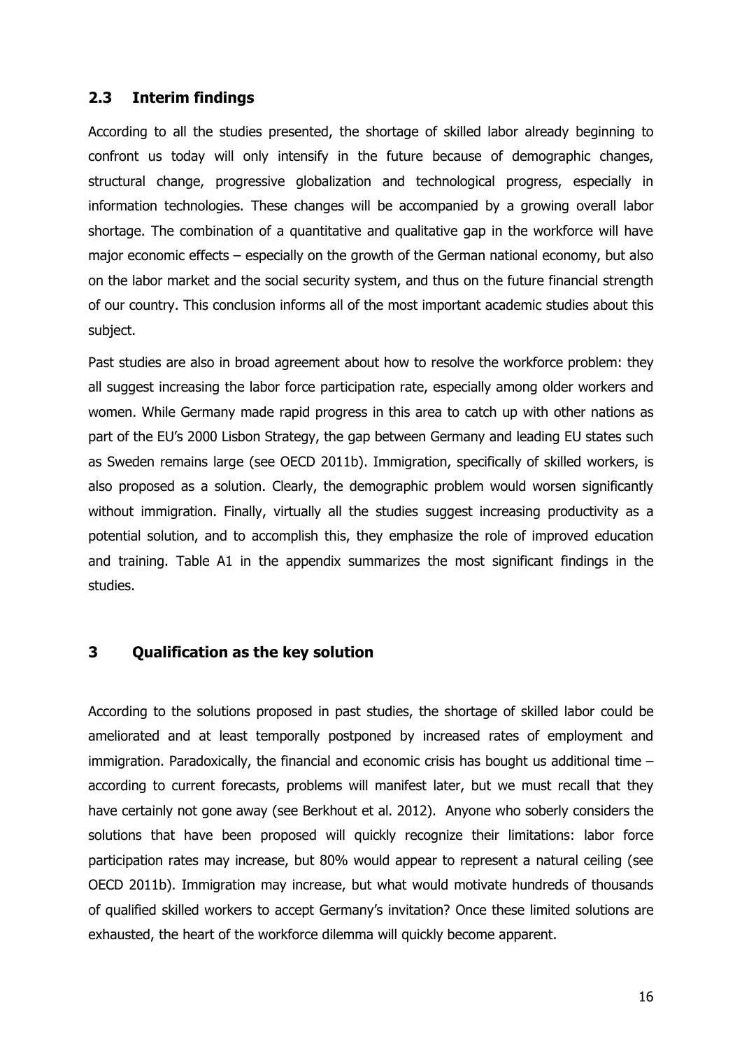## 2.3 Interim findings

According to all the studies presented, the shortage of skilled labor already beginning to confront us today will only intensify in the future because of demographic changes, structural change, progressive globalization and technological progress, especially in information technologies. These changes will be accompanied by a growing overall labor shortage. The combination of a quantitative and qualitative gap in the workforce will have major economic effects – especially on the growth of the German national economy, but also on the labor market and the social security system, and thus on the future financial strength of our country. This conclusion informs all of the most important academic studies about this subject.

Past studies are also in broad agreement about how to resolve the workforce problem: they all suggest increasing the labor force participation rate, especially among older workers and women. While Germany made rapid progress in this area to catch up with other nations as part of the EU's 2000 Lisbon Strategy, the gap between Germany and leading EU states such as Sweden remains large (see OECD 2011b). Immigration, specifically of skilled workers, is also proposed as a solution. Clearly, the demographic problem would worsen significantly without immigration. Finally, virtually all the studies suggest increasing productivity as a potential solution, and to accomplish this, they emphasize the role of improved education and training. Table A1 in the appendix summarizes the most significant findings in the studies.

# 3 Qualification as the key solution

According to the solutions proposed in past studies, the shortage of skilled labor could be ameliorated and at least temporally postponed by increased rates of employment and immigration. Paradoxically, the financial and economic crisis has bought us additional time – according to current forecasts, problems will manifest later, but we must recall that they have certainly not gone away (see Berkhout et al. 2012). Anyone who soberly considers the solutions that have been proposed will quickly recognize their limitations: labor force participation rates may increase, but 80% would appear to represent a natural ceiling (see OECD 2011b). Immigration may increase, but what would motivate hundreds of thousands of qualified skilled workers to accept Germany's invitation? Once these limited solutions are exhausted, the heart of the workforce dilemma will quickly become apparent.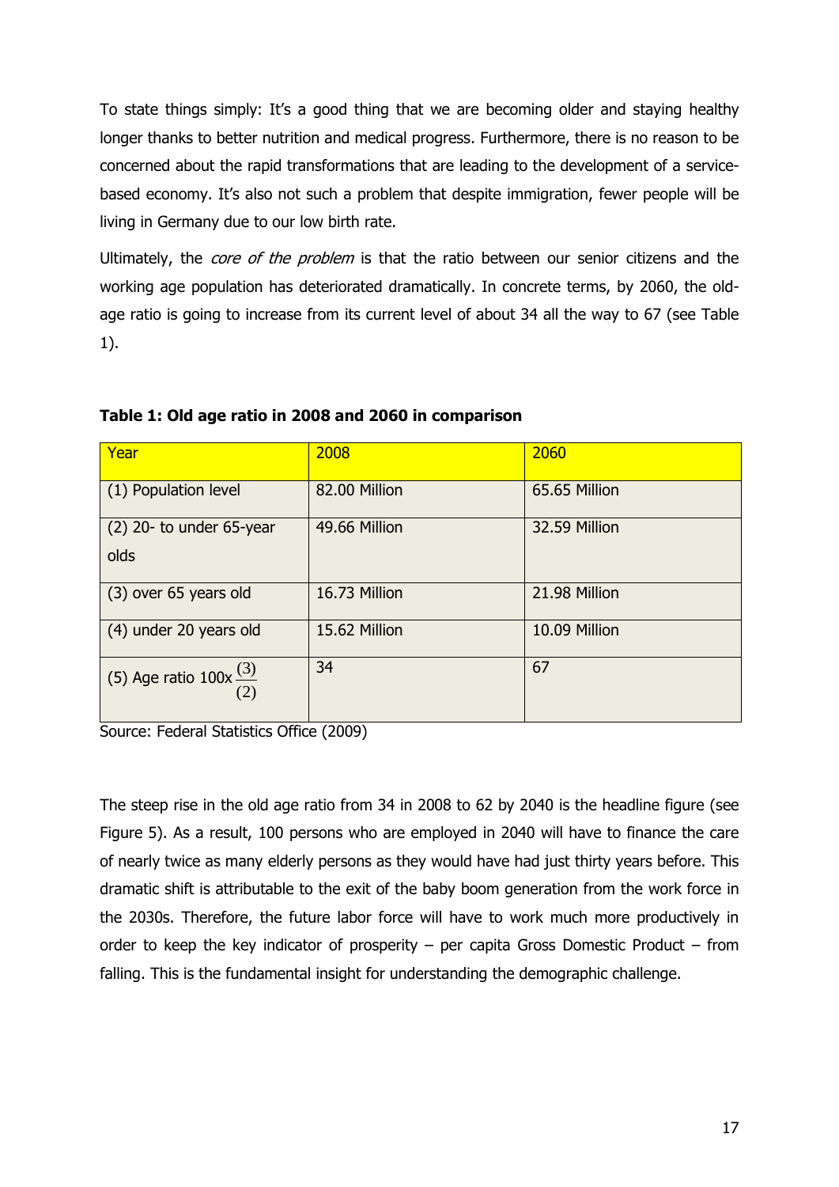To state things simply: It's a good thing that we are becoming older and staying healthy longer thanks to better nutrition and medical progress. Furthermore, there is no reason to be concerned about the rapid transformations that are leading to the development of a service-based economy. It's also not such a problem that despite immigration, fewer people will be living in Germany due to our low birth rate.

Ultimately, the *core of the problem* is that the ratio between our senior citizens and the working age population has deteriorated dramatically. In concrete terms, by 2060, the old-age ratio is going to increase from its current level of about 34 all the way to 67 (see Table 1).

**Table 1: Old age ratio in 2008 and 2060 in comparison**

| Year | 2008 | 2060 |
|---|---|---|
| (1) Population level | 82.00 Million | 65.65 Million |
| (2) 20- to under 65-year olds | 49.66 Million | 32.59 Million |
| (3) over 65 years old | 16.73 Million | 21.98 Million |
| (4) under 20 years old | 15.62 Million | 10.09 Million |
| (5) Age ratio $100\text{x}\frac{(3)}{(2)}$ | 34 | 67 |

Source: Federal Statistics Office (2009)

The steep rise in the old age ratio from 34 in 2008 to 62 by 2040 is the headline figure (see Figure 5). As a result, 100 persons who are employed in 2040 will have to finance the care of nearly twice as many elderly persons as they would have had just thirty years before. This dramatic shift is attributable to the exit of the baby boom generation from the work force in the 2030s. Therefore, the future labor force will have to work much more productively in order to keep the key indicator of prosperity – per capita Gross Domestic Product – from falling. This is the fundamental insight for understanding the demographic challenge.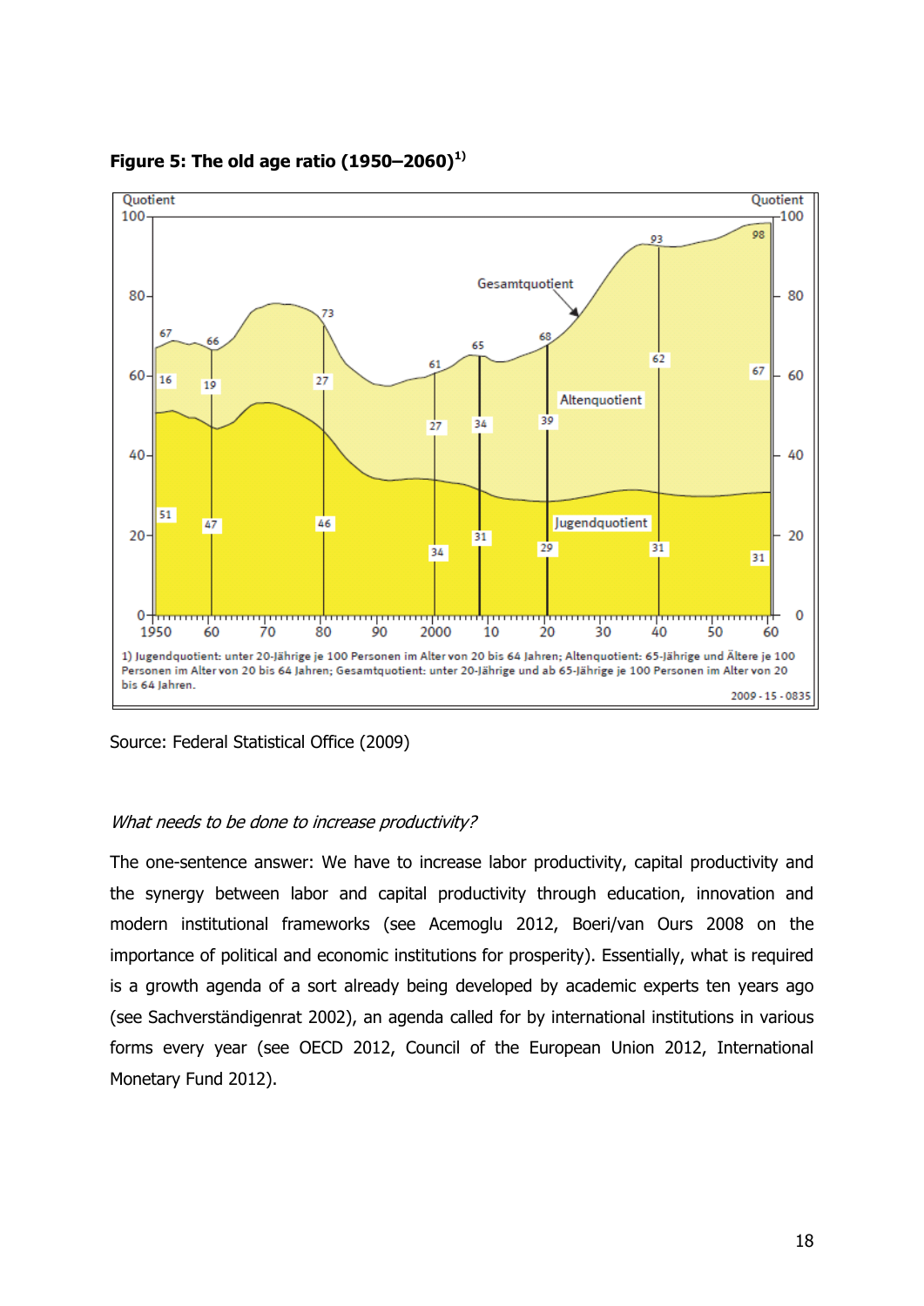**Figure 5: The old age ratio (1950–2060)[1)]**

Source: Federal Statistical Office (2009)

*What needs to be done to increase productivity?*

The one-sentence answer: We have to increase labor productivity, capital productivity and the synergy between labor and capital productivity through education, innovation and modern institutional frameworks (see Acemoglu 2012, Boeri/van Ours 2008 on the importance of political and economic institutions for prosperity). Essentially, what is required is a growth agenda of a sort already being developed by academic experts ten years ago (see Sachverständigenrat 2002), an agenda called for by international institutions in various forms every year (see OECD 2012, Council of the European Union 2012, International Monetary Fund 2012).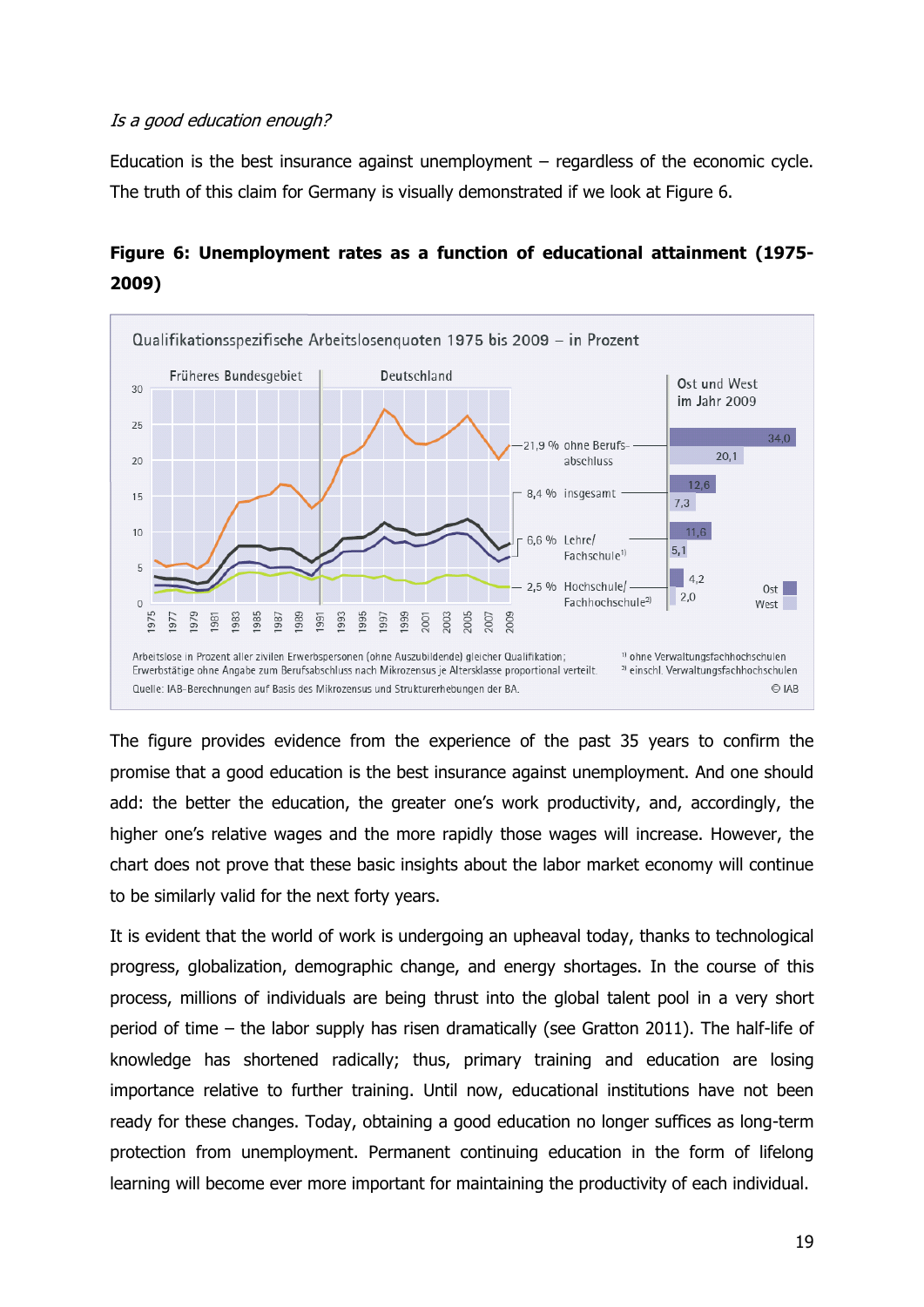*Is a good education enough?*

Education is the best insurance against unemployment – regardless of the economic cycle. The truth of this claim for Germany is visually demonstrated if we look at Figure 6.

**Figure 6: Unemployment rates as a function of educational attainment (1975-2009)**

Qualifikationsspezifische Arbeitslosenquoten 1975 bis 2009 – in Prozent

Früheres Bundesgebiet | Deutschland

Ost und West im Jahr 2009

| | Ost | West |
| --- | --- | --- |
| 21,9 % ohne Berufsabschluss | 34,0 | 20,1 |
| 8,4 % insgesamt | 12,6 | 7,3 |
| 6,6 % Lehre/Fachschule[1] | 11,6 | 5,1 |
| 2,5 % Hochschule/Fachhochschule[2] | 4,2 | 2,0 |

Arbeitslose in Prozent aller zivilen Erwerbspersonen (ohne Auszubildende) gleicher Qualifikation; Erwerbstätige ohne Angabe zum Berufsabschluss nach Mikrozensus je Altersklasse proportional verteilt.

[1] ohne Verwaltungsfachhochschulen
[2] einschl. Verwaltungsfachhochschulen

Quelle: IAB-Berechnungen auf Basis des Mikrozensus und Strukturerhebungen der BA.

© IAB

The figure provides evidence from the experience of the past 35 years to confirm the promise that a good education is the best insurance against unemployment. And one should add: the better the education, the greater one's work productivity, and, accordingly, the higher one's relative wages and the more rapidly those wages will increase. However, the chart does not prove that these basic insights about the labor market economy will continue to be similarly valid for the next forty years.

It is evident that the world of work is undergoing an upheaval today, thanks to technological progress, globalization, demographic change, and energy shortages. In the course of this process, millions of individuals are being thrust into the global talent pool in a very short period of time – the labor supply has risen dramatically (see Gratton 2011). The half-life of knowledge has shortened radically; thus, primary training and education are losing importance relative to further training. Until now, educational institutions have not been ready for these changes. Today, obtaining a good education no longer suffices as long-term protection from unemployment. Permanent continuing education in the form of lifelong learning will become ever more important for maintaining the productivity of each individual.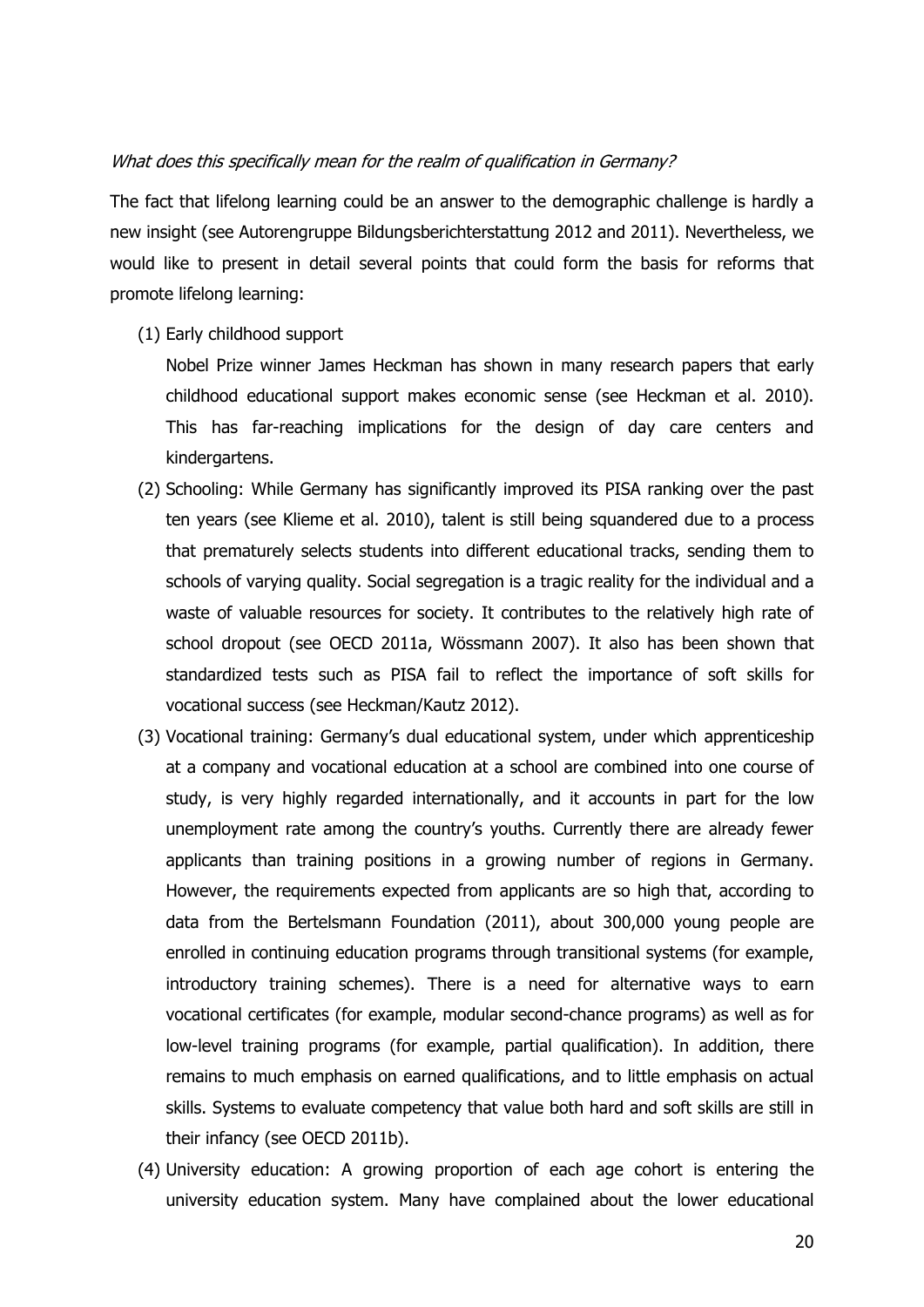*What does this specifically mean for the realm of qualification in Germany?*

The fact that lifelong learning could be an answer to the demographic challenge is hardly a new insight (see Autorengruppe Bildungsberichterstattung 2012 and 2011). Nevertheless, we would like to present in detail several points that could form the basis for reforms that promote lifelong learning:

(1) Early childhood support

Nobel Prize winner James Heckman has shown in many research papers that early childhood educational support makes economic sense (see Heckman et al. 2010). This has far-reaching implications for the design of day care centers and kindergartens.

(2) Schooling: While Germany has significantly improved its PISA ranking over the past ten years (see Klieme et al. 2010), talent is still being squandered due to a process that prematurely selects students into different educational tracks, sending them to schools of varying quality. Social segregation is a tragic reality for the individual and a waste of valuable resources for society. It contributes to the relatively high rate of school dropout (see OECD 2011a, Wössmann 2007). It also has been shown that standardized tests such as PISA fail to reflect the importance of soft skills for vocational success (see Heckman/Kautz 2012).

(3) Vocational training: Germany's dual educational system, under which apprenticeship at a company and vocational education at a school are combined into one course of study, is very highly regarded internationally, and it accounts in part for the low unemployment rate among the country's youths. Currently there are already fewer applicants than training positions in a growing number of regions in Germany. However, the requirements expected from applicants are so high that, according to data from the Bertelsmann Foundation (2011), about 300,000 young people are enrolled in continuing education programs through transitional systems (for example, introductory training schemes). There is a need for alternative ways to earn vocational certificates (for example, modular second-chance programs) as well as for low-level training programs (for example, partial qualification). In addition, there remains to much emphasis on earned qualifications, and to little emphasis on actual skills. Systems to evaluate competency that value both hard and soft skills are still in their infancy (see OECD 2011b).

(4) University education: A growing proportion of each age cohort is entering the university education system. Many have complained about the lower educational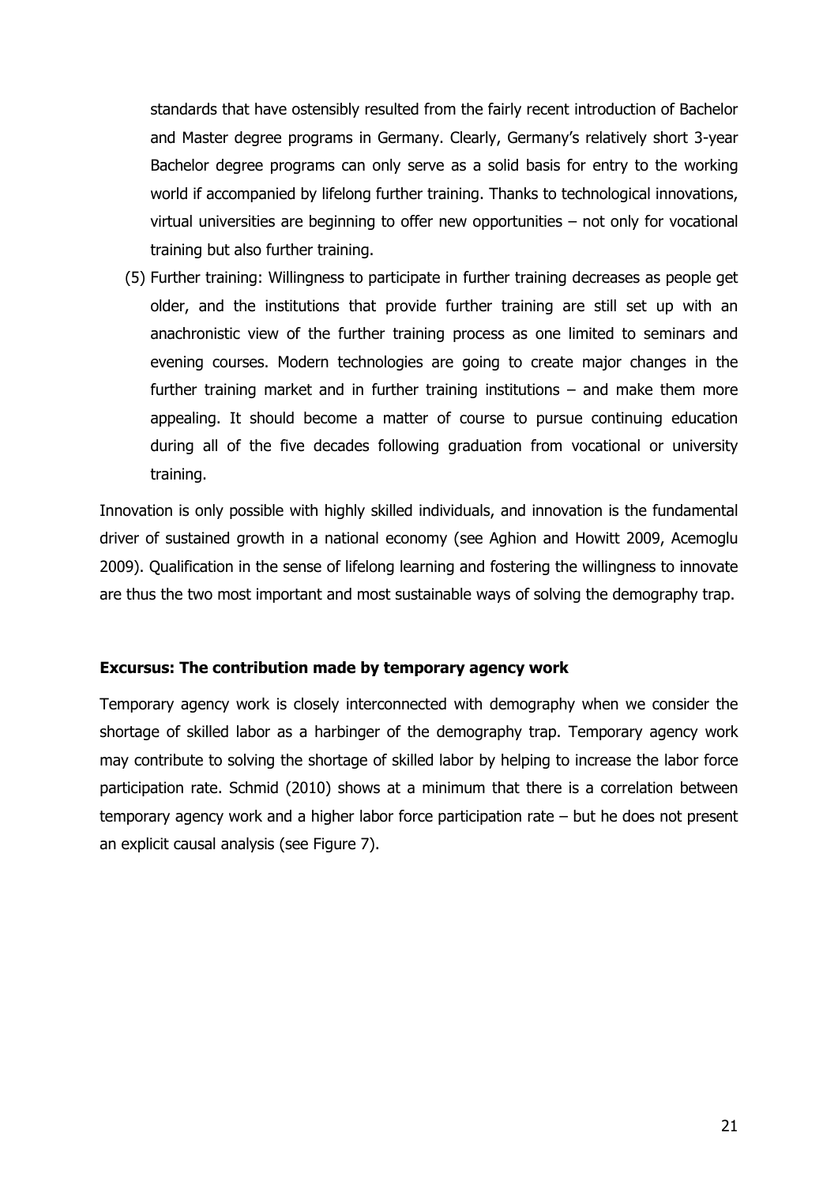standards that have ostensibly resulted from the fairly recent introduction of Bachelor and Master degree programs in Germany. Clearly, Germany's relatively short 3-year Bachelor degree programs can only serve as a solid basis for entry to the working world if accompanied by lifelong further training. Thanks to technological innovations, virtual universities are beginning to offer new opportunities – not only for vocational training but also further training.

(5) Further training: Willingness to participate in further training decreases as people get older, and the institutions that provide further training are still set up with an anachronistic view of the further training process as one limited to seminars and evening courses. Modern technologies are going to create major changes in the further training market and in further training institutions – and make them more appealing. It should become a matter of course to pursue continuing education during all of the five decades following graduation from vocational or university training.

Innovation is only possible with highly skilled individuals, and innovation is the fundamental driver of sustained growth in a national economy (see Aghion and Howitt 2009, Acemoglu 2009). Qualification in the sense of lifelong learning and fostering the willingness to innovate are thus the two most important and most sustainable ways of solving the demography trap.

**Excursus: The contribution made by temporary agency work**

Temporary agency work is closely interconnected with demography when we consider the shortage of skilled labor as a harbinger of the demography trap. Temporary agency work may contribute to solving the shortage of skilled labor by helping to increase the labor force participation rate. Schmid (2010) shows at a minimum that there is a correlation between temporary agency work and a higher labor force participation rate – but he does not present an explicit causal analysis (see Figure 7).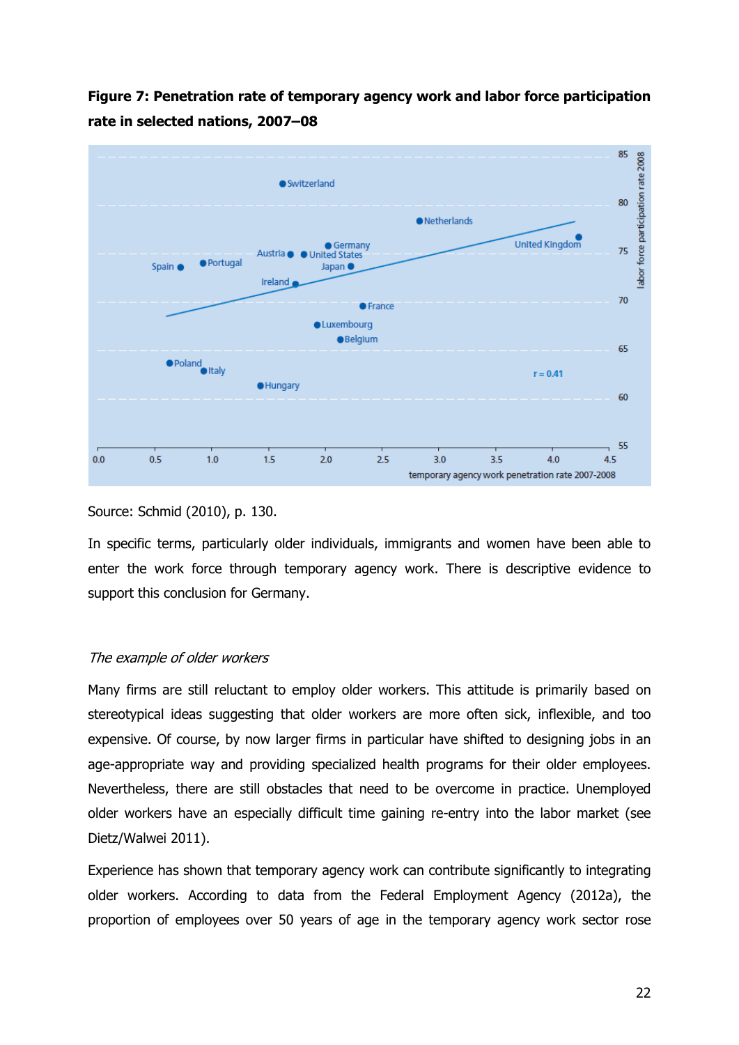**Figure 7: Penetration rate of temporary agency work and labor force participation rate in selected nations, 2007–08**

Source: Schmid (2010), p. 130.

In specific terms, particularly older individuals, immigrants and women have been able to enter the work force through temporary agency work. There is descriptive evidence to support this conclusion for Germany.

*The example of older workers*

Many firms are still reluctant to employ older workers. This attitude is primarily based on stereotypical ideas suggesting that older workers are more often sick, inflexible, and too expensive. Of course, by now larger firms in particular have shifted to designing jobs in an age-appropriate way and providing specialized health programs for their older employees. Nevertheless, there are still obstacles that need to be overcome in practice. Unemployed older workers have an especially difficult time gaining re-entry into the labor market (see Dietz/Walwei 2011).

Experience has shown that temporary agency work can contribute significantly to integrating older workers. According to data from the Federal Employment Agency (2012a), the proportion of employees over 50 years of age in the temporary agency work sector rose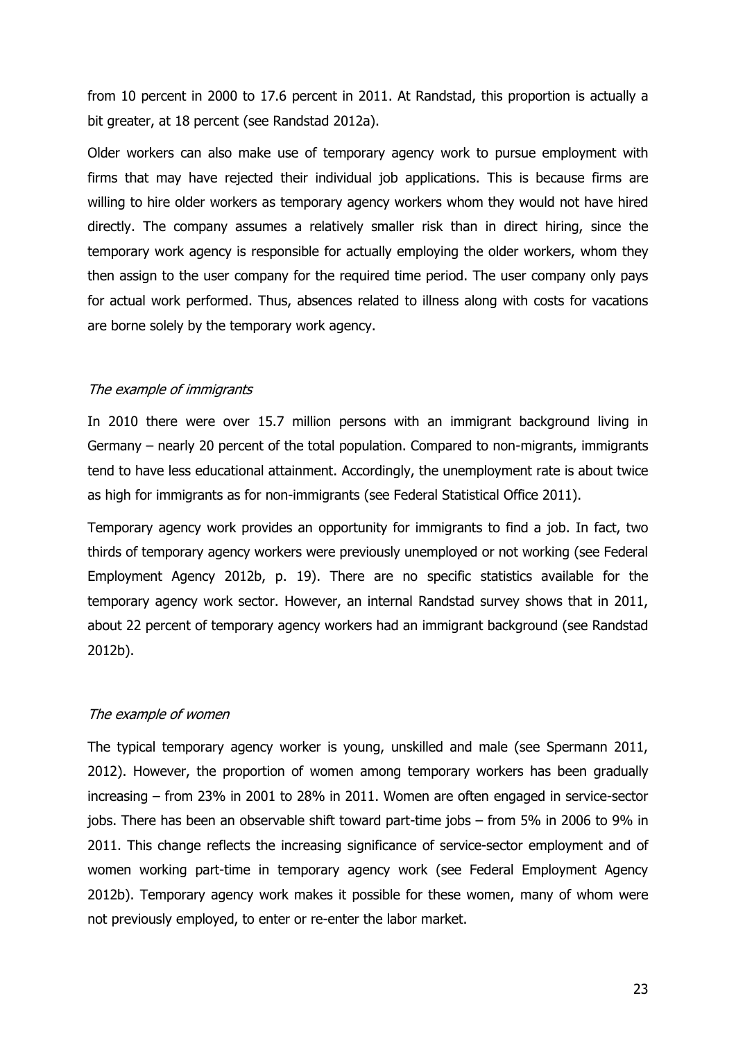from 10 percent in 2000 to 17.6 percent in 2011. At Randstad, this proportion is actually a bit greater, at 18 percent (see Randstad 2012a).

Older workers can also make use of temporary agency work to pursue employment with firms that may have rejected their individual job applications. This is because firms are willing to hire older workers as temporary agency workers whom they would not have hired directly. The company assumes a relatively smaller risk than in direct hiring, since the temporary work agency is responsible for actually employing the older workers, whom they then assign to the user company for the required time period. The user company only pays for actual work performed. Thus, absences related to illness along with costs for vacations are borne solely by the temporary work agency.

*The example of immigrants*

In 2010 there were over 15.7 million persons with an immigrant background living in Germany – nearly 20 percent of the total population. Compared to non-migrants, immigrants tend to have less educational attainment. Accordingly, the unemployment rate is about twice as high for immigrants as for non-immigrants (see Federal Statistical Office 2011).

Temporary agency work provides an opportunity for immigrants to find a job. In fact, two thirds of temporary agency workers were previously unemployed or not working (see Federal Employment Agency 2012b, p. 19). There are no specific statistics available for the temporary agency work sector. However, an internal Randstad survey shows that in 2011, about 22 percent of temporary agency workers had an immigrant background (see Randstad 2012b).

*The example of women*

The typical temporary agency worker is young, unskilled and male (see Spermann 2011, 2012). However, the proportion of women among temporary workers has been gradually increasing – from 23% in 2001 to 28% in 2011. Women are often engaged in service-sector jobs. There has been an observable shift toward part-time jobs – from 5% in 2006 to 9% in 2011. This change reflects the increasing significance of service-sector employment and of women working part-time in temporary agency work (see Federal Employment Agency 2012b). Temporary agency work makes it possible for these women, many of whom were not previously employed, to enter or re-enter the labor market.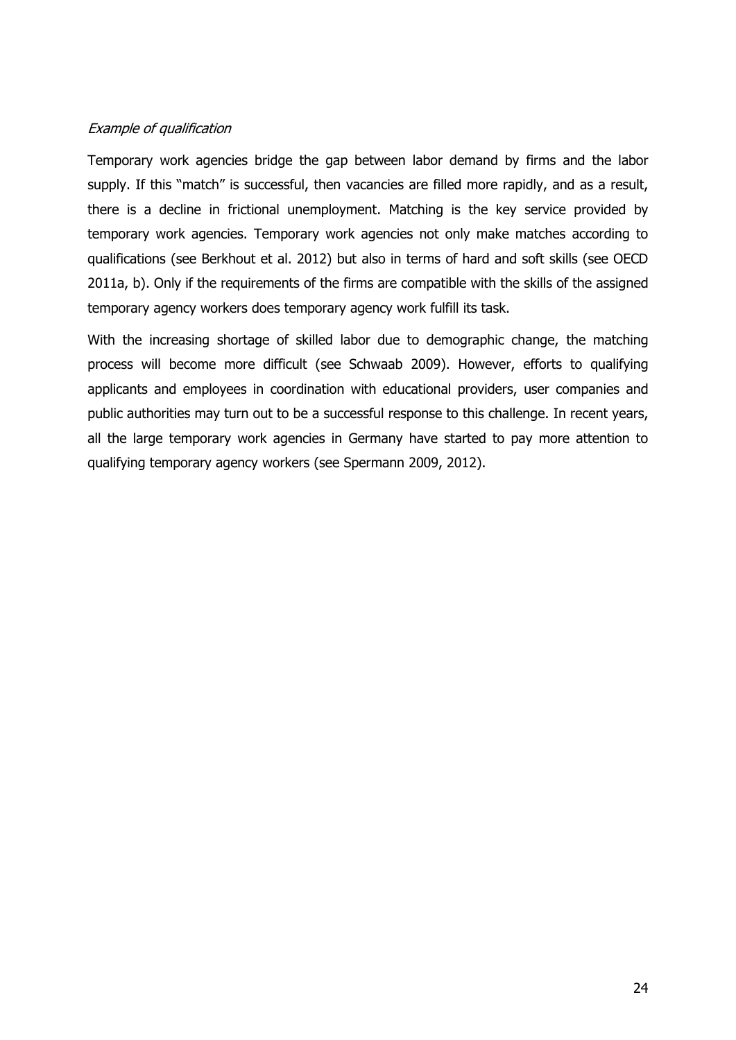*Example of qualification*

Temporary work agencies bridge the gap between labor demand by firms and the labor supply. If this "match" is successful, then vacancies are filled more rapidly, and as a result, there is a decline in frictional unemployment. Matching is the key service provided by temporary work agencies. Temporary work agencies not only make matches according to qualifications (see Berkhout et al. 2012) but also in terms of hard and soft skills (see OECD 2011a, b). Only if the requirements of the firms are compatible with the skills of the assigned temporary agency workers does temporary agency work fulfill its task.

With the increasing shortage of skilled labor due to demographic change, the matching process will become more difficult (see Schwaab 2009). However, efforts to qualifying applicants and employees in coordination with educational providers, user companies and public authorities may turn out to be a successful response to this challenge. In recent years, all the large temporary work agencies in Germany have started to pay more attention to qualifying temporary agency workers (see Spermann 2009, 2012).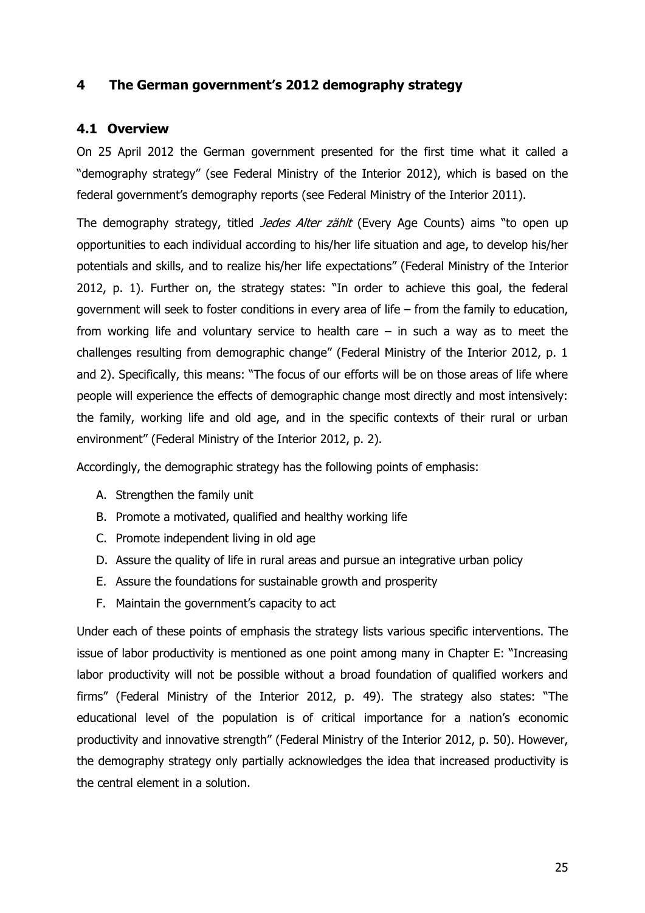# 4 The German government's 2012 demography strategy

## 4.1 Overview

On 25 April 2012 the German government presented for the first time what it called a "demography strategy" (see Federal Ministry of the Interior 2012), which is based on the federal government's demography reports (see Federal Ministry of the Interior 2011).

The demography strategy, titled *Jedes Alter zählt* (Every Age Counts) aims "to open up opportunities to each individual according to his/her life situation and age, to develop his/her potentials and skills, and to realize his/her life expectations" (Federal Ministry of the Interior 2012, p. 1). Further on, the strategy states: "In order to achieve this goal, the federal government will seek to foster conditions in every area of life – from the family to education, from working life and voluntary service to health care – in such a way as to meet the challenges resulting from demographic change" (Federal Ministry of the Interior 2012, p. 1 and 2). Specifically, this means: "The focus of our efforts will be on those areas of life where people will experience the effects of demographic change most directly and most intensively: the family, working life and old age, and in the specific contexts of their rural or urban environment" (Federal Ministry of the Interior 2012, p. 2).

Accordingly, the demographic strategy has the following points of emphasis:

A. Strengthen the family unit
B. Promote a motivated, qualified and healthy working life
C. Promote independent living in old age
D. Assure the quality of life in rural areas and pursue an integrative urban policy
E. Assure the foundations for sustainable growth and prosperity
F. Maintain the government's capacity to act

Under each of these points of emphasis the strategy lists various specific interventions. The issue of labor productivity is mentioned as one point among many in Chapter E: "Increasing labor productivity will not be possible without a broad foundation of qualified workers and firms" (Federal Ministry of the Interior 2012, p. 49). The strategy also states: "The educational level of the population is of critical importance for a nation's economic productivity and innovative strength" (Federal Ministry of the Interior 2012, p. 50). However, the demography strategy only partially acknowledges the idea that increased productivity is the central element in a solution.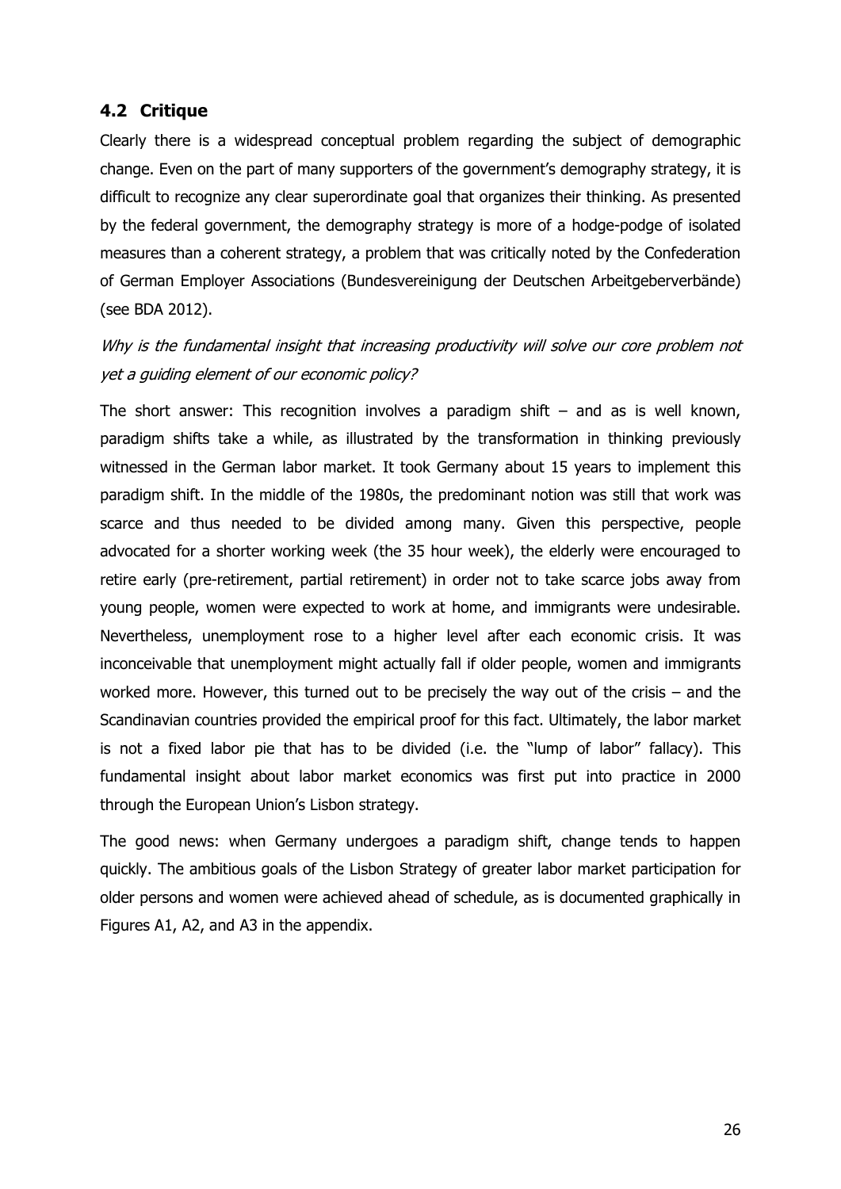## 4.2 Critique

Clearly there is a widespread conceptual problem regarding the subject of demographic change. Even on the part of many supporters of the government's demography strategy, it is difficult to recognize any clear superordinate goal that organizes their thinking. As presented by the federal government, the demography strategy is more of a hodge-podge of isolated measures than a coherent strategy, a problem that was critically noted by the Confederation of German Employer Associations (Bundesvereinigung der Deutschen Arbeitgeberverbände) (see BDA 2012).

*Why is the fundamental insight that increasing productivity will solve our core problem not yet a guiding element of our economic policy?*

The short answer: This recognition involves a paradigm shift – and as is well known, paradigm shifts take a while, as illustrated by the transformation in thinking previously witnessed in the German labor market. It took Germany about 15 years to implement this paradigm shift. In the middle of the 1980s, the predominant notion was still that work was scarce and thus needed to be divided among many. Given this perspective, people advocated for a shorter working week (the 35 hour week), the elderly were encouraged to retire early (pre-retirement, partial retirement) in order not to take scarce jobs away from young people, women were expected to work at home, and immigrants were undesirable. Nevertheless, unemployment rose to a higher level after each economic crisis. It was inconceivable that unemployment might actually fall if older people, women and immigrants worked more. However, this turned out to be precisely the way out of the crisis – and the Scandinavian countries provided the empirical proof for this fact. Ultimately, the labor market is not a fixed labor pie that has to be divided (i.e. the "lump of labor" fallacy). This fundamental insight about labor market economics was first put into practice in 2000 through the European Union's Lisbon strategy.

The good news: when Germany undergoes a paradigm shift, change tends to happen quickly. The ambitious goals of the Lisbon Strategy of greater labor market participation for older persons and women were achieved ahead of schedule, as is documented graphically in Figures A1, A2, and A3 in the appendix.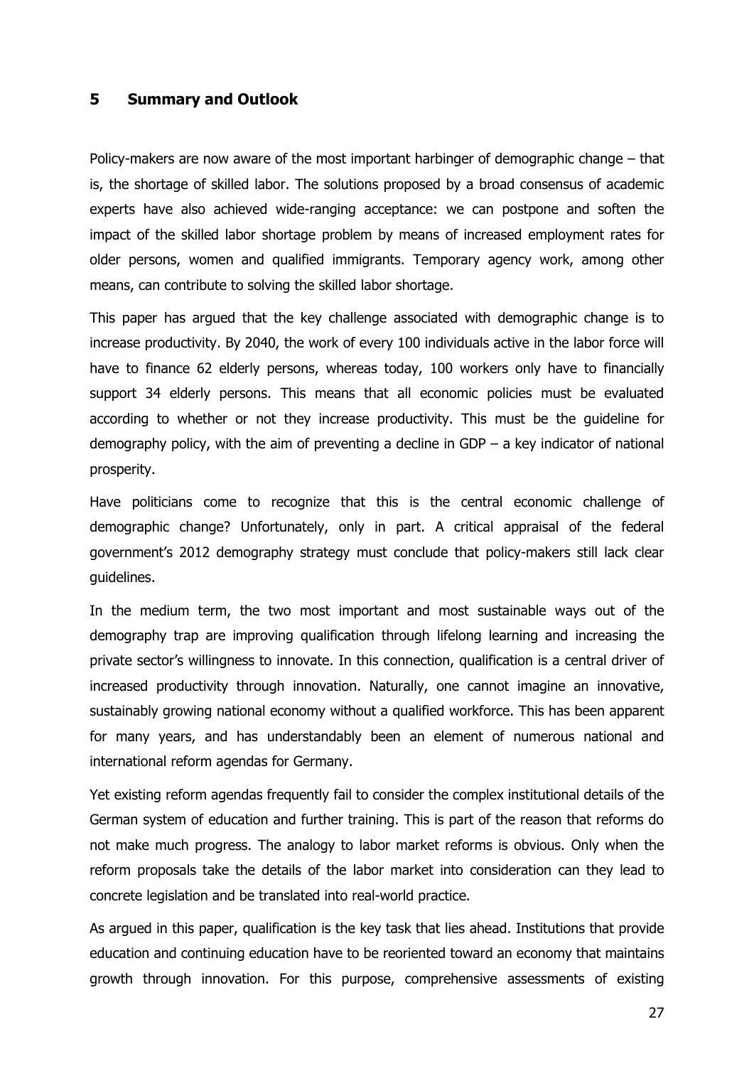## 5 Summary and Outlook

Policy-makers are now aware of the most important harbinger of demographic change – that is, the shortage of skilled labor. The solutions proposed by a broad consensus of academic experts have also achieved wide-ranging acceptance: we can postpone and soften the impact of the skilled labor shortage problem by means of increased employment rates for older persons, women and qualified immigrants. Temporary agency work, among other means, can contribute to solving the skilled labor shortage.

This paper has argued that the key challenge associated with demographic change is to increase productivity. By 2040, the work of every 100 individuals active in the labor force will have to finance 62 elderly persons, whereas today, 100 workers only have to financially support 34 elderly persons. This means that all economic policies must be evaluated according to whether or not they increase productivity. This must be the guideline for demography policy, with the aim of preventing a decline in GDP – a key indicator of national prosperity.

Have politicians come to recognize that this is the central economic challenge of demographic change? Unfortunately, only in part. A critical appraisal of the federal government's 2012 demography strategy must conclude that policy-makers still lack clear guidelines.

In the medium term, the two most important and most sustainable ways out of the demography trap are improving qualification through lifelong learning and increasing the private sector's willingness to innovate. In this connection, qualification is a central driver of increased productivity through innovation. Naturally, one cannot imagine an innovative, sustainably growing national economy without a qualified workforce. This has been apparent for many years, and has understandably been an element of numerous national and international reform agendas for Germany.

Yet existing reform agendas frequently fail to consider the complex institutional details of the German system of education and further training. This is part of the reason that reforms do not make much progress. The analogy to labor market reforms is obvious. Only when the reform proposals take the details of the labor market into consideration can they lead to concrete legislation and be translated into real-world practice.

As argued in this paper, qualification is the key task that lies ahead. Institutions that provide education and continuing education have to be reoriented toward an economy that maintains growth through innovation. For this purpose, comprehensive assessments of existing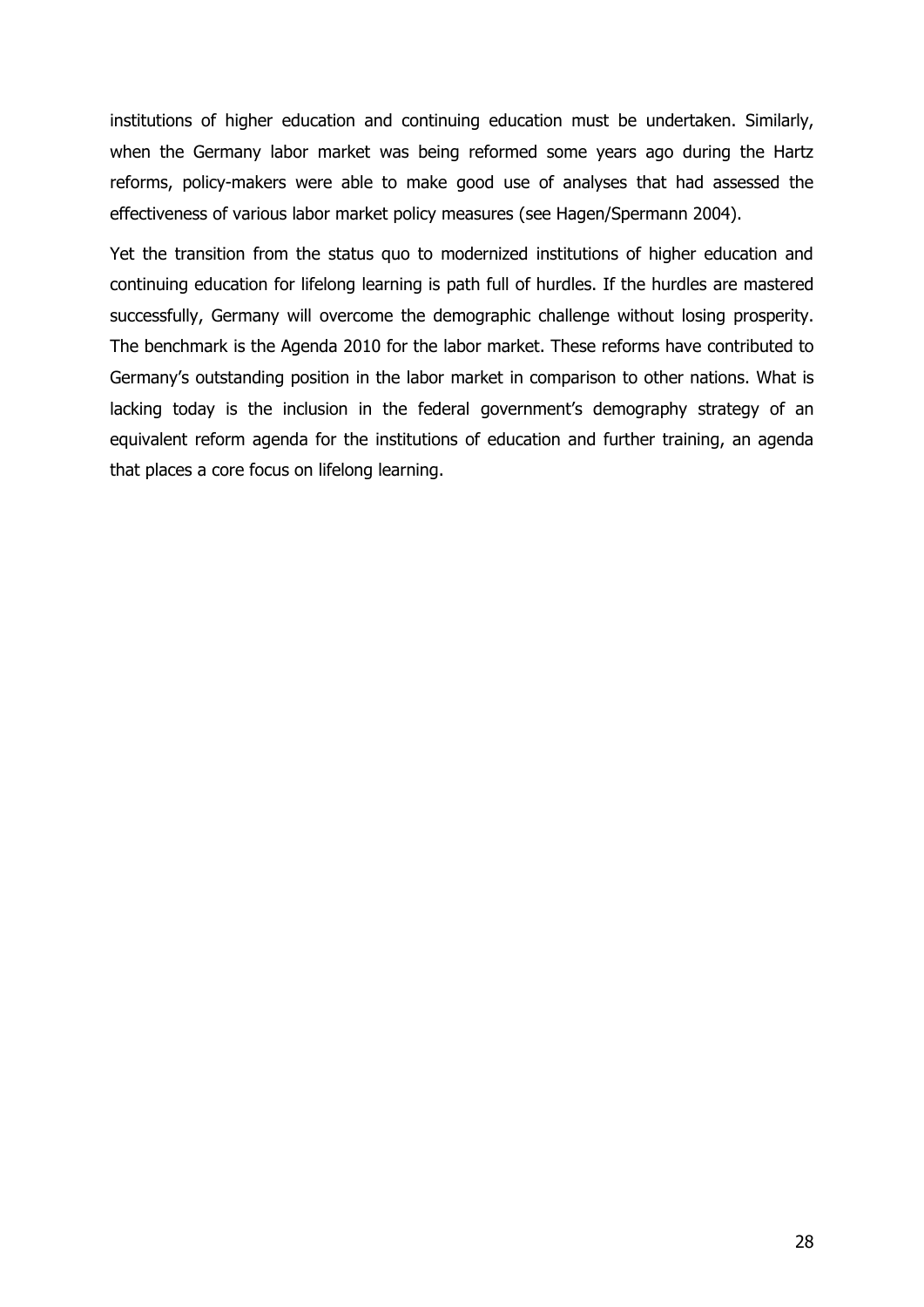institutions of higher education and continuing education must be undertaken. Similarly, when the Germany labor market was being reformed some years ago during the Hartz reforms, policy-makers were able to make good use of analyses that had assessed the effectiveness of various labor market policy measures (see Hagen/Spermann 2004).

Yet the transition from the status quo to modernized institutions of higher education and continuing education for lifelong learning is path full of hurdles. If the hurdles are mastered successfully, Germany will overcome the demographic challenge without losing prosperity. The benchmark is the Agenda 2010 for the labor market. These reforms have contributed to Germany's outstanding position in the labor market in comparison to other nations. What is lacking today is the inclusion in the federal government's demography strategy of an equivalent reform agenda for the institutions of education and further training, an agenda that places a core focus on lifelong learning.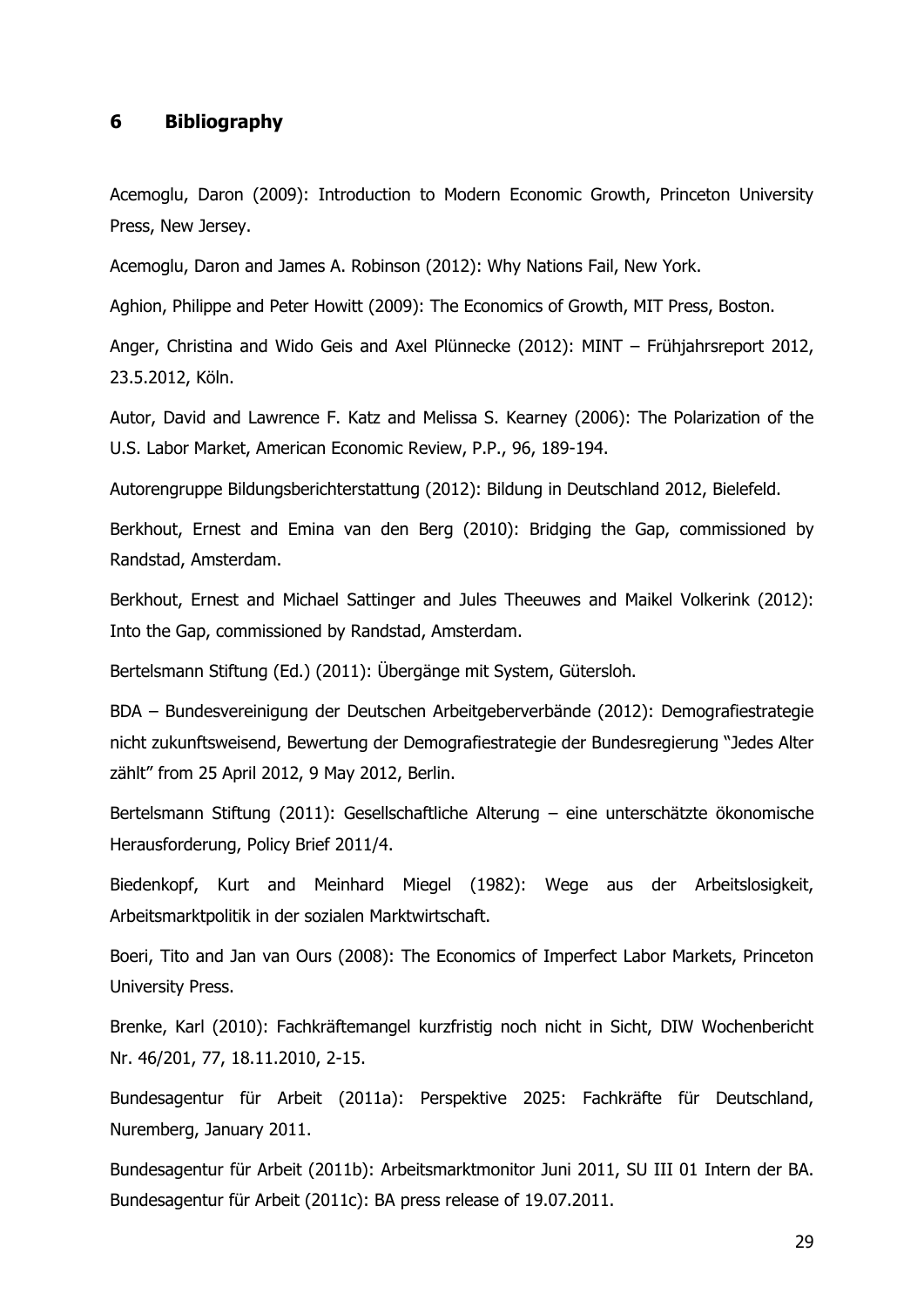## 6 Bibliography

Acemoglu, Daron (2009): Introduction to Modern Economic Growth, Princeton University Press, New Jersey.

Acemoglu, Daron and James A. Robinson (2012): Why Nations Fail, New York.

Aghion, Philippe and Peter Howitt (2009): The Economics of Growth, MIT Press, Boston.

Anger, Christina and Wido Geis and Axel Plünnecke (2012): MINT – Frühjahrsreport 2012, 23.5.2012, Köln.

Autor, David and Lawrence F. Katz and Melissa S. Kearney (2006): The Polarization of the U.S. Labor Market, American Economic Review, P.P., 96, 189-194.

Autorengruppe Bildungsberichterstattung (2012): Bildung in Deutschland 2012, Bielefeld.

Berkhout, Ernest and Emina van den Berg (2010): Bridging the Gap, commissioned by Randstad, Amsterdam.

Berkhout, Ernest and Michael Sattinger and Jules Theeuwes and Maikel Volkerink (2012): Into the Gap, commissioned by Randstad, Amsterdam.

Bertelsmann Stiftung (Ed.) (2011): Übergänge mit System, Gütersloh.

BDA – Bundesvereinigung der Deutschen Arbeitgeberverbände (2012): Demografiestrategie nicht zukunftsweisend, Bewertung der Demografiestrategie der Bundesregierung "Jedes Alter zählt" from 25 April 2012, 9 May 2012, Berlin.

Bertelsmann Stiftung (2011): Gesellschaftliche Alterung – eine unterschätzte ökonomische Herausforderung, Policy Brief 2011/4.

Biedenkopf, Kurt and Meinhard Miegel (1982): Wege aus der Arbeitslosigkeit, Arbeitsmarktpolitik in der sozialen Marktwirtschaft.

Boeri, Tito and Jan van Ours (2008): The Economics of Imperfect Labor Markets, Princeton University Press.

Brenke, Karl (2010): Fachkräftemangel kurzfristig noch nicht in Sicht, DIW Wochenbericht Nr. 46/201, 77, 18.11.2010, 2-15.

Bundesagentur für Arbeit (2011a): Perspektive 2025: Fachkräfte für Deutschland, Nuremberg, January 2011.

Bundesagentur für Arbeit (2011b): Arbeitsmarktmonitor Juni 2011, SU III 01 Intern der BA.

Bundesagentur für Arbeit (2011c): BA press release of 19.07.2011.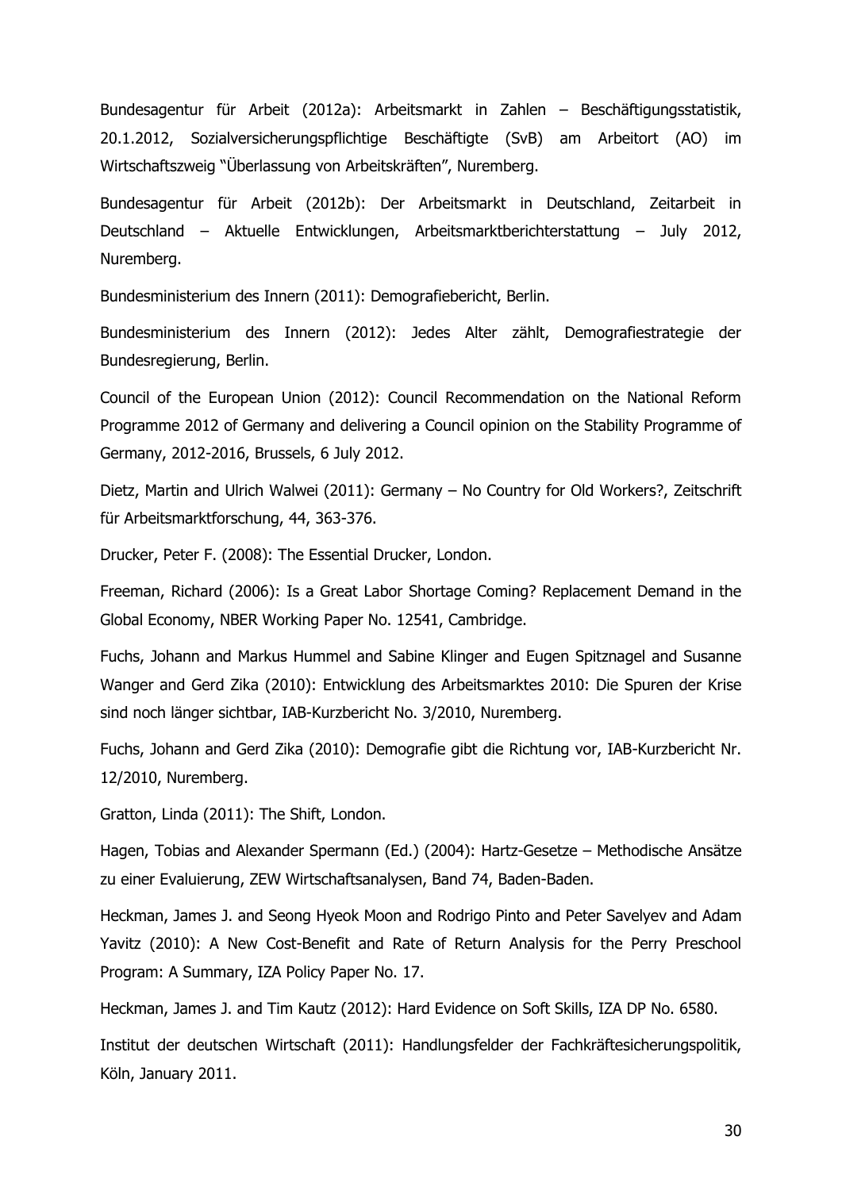Bundesagentur für Arbeit (2012a): Arbeitsmarkt in Zahlen – Beschäftigungsstatistik, 20.1.2012, Sozialversicherungspflichtige Beschäftigte (SvB) am Arbeitort (AO) im Wirtschaftszweig "Überlassung von Arbeitskräften", Nuremberg.

Bundesagentur für Arbeit (2012b): Der Arbeitsmarkt in Deutschland, Zeitarbeit in Deutschland – Aktuelle Entwicklungen, Arbeitsmarktberichterstattung – July 2012, Nuremberg.

Bundesministerium des Innern (2011): Demografiebericht, Berlin.

Bundesministerium des Innern (2012): Jedes Alter zählt, Demografiestrategie der Bundesregierung, Berlin.

Council of the European Union (2012): Council Recommendation on the National Reform Programme 2012 of Germany and delivering a Council opinion on the Stability Programme of Germany, 2012-2016, Brussels, 6 July 2012.

Dietz, Martin and Ulrich Walwei (2011): Germany – No Country for Old Workers?, Zeitschrift für Arbeitsmarktforschung, 44, 363-376.

Drucker, Peter F. (2008): The Essential Drucker, London.

Freeman, Richard (2006): Is a Great Labor Shortage Coming? Replacement Demand in the Global Economy, NBER Working Paper No. 12541, Cambridge.

Fuchs, Johann and Markus Hummel and Sabine Klinger and Eugen Spitznagel and Susanne Wanger and Gerd Zika (2010): Entwicklung des Arbeitsmarktes 2010: Die Spuren der Krise sind noch länger sichtbar, IAB-Kurzbericht No. 3/2010, Nuremberg.

Fuchs, Johann and Gerd Zika (2010): Demografie gibt die Richtung vor, IAB-Kurzbericht Nr. 12/2010, Nuremberg.

Gratton, Linda (2011): The Shift, London.

Hagen, Tobias and Alexander Spermann (Ed.) (2004): Hartz-Gesetze – Methodische Ansätze zu einer Evaluierung, ZEW Wirtschaftsanalysen, Band 74, Baden-Baden.

Heckman, James J. and Seong Hyeok Moon and Rodrigo Pinto and Peter Savelyev and Adam Yavitz (2010): A New Cost-Benefit and Rate of Return Analysis for the Perry Preschool Program: A Summary, IZA Policy Paper No. 17.

Heckman, James J. and Tim Kautz (2012): Hard Evidence on Soft Skills, IZA DP No. 6580.

Institut der deutschen Wirtschaft (2011): Handlungsfelder der Fachkräftesicherungspolitik, Köln, January 2011.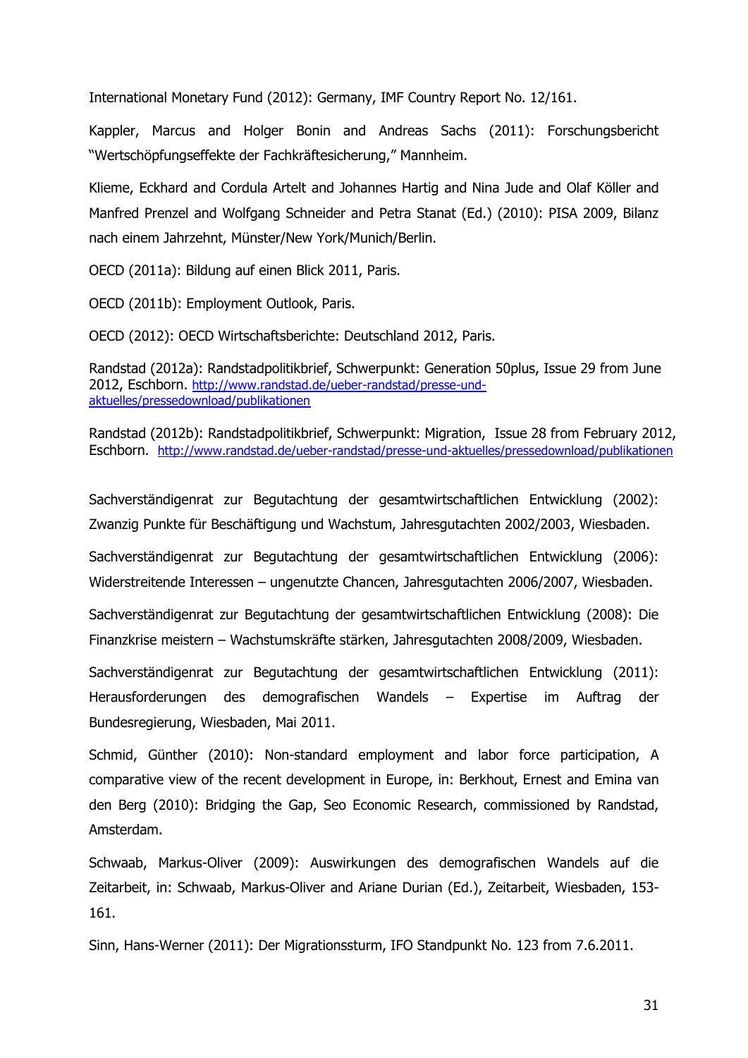International Monetary Fund (2012): Germany, IMF Country Report No. 12/161.

Kappler, Marcus and Holger Bonin and Andreas Sachs (2011): Forschungsbericht "Wertschöpfungseffekte der Fachkräftesicherung," Mannheim.

Klieme, Eckhard and Cordula Artelt and Johannes Hartig and Nina Jude and Olaf Köller and Manfred Prenzel and Wolfgang Schneider and Petra Stanat (Ed.) (2010): PISA 2009, Bilanz nach einem Jahrzehnt, Münster/New York/Munich/Berlin.

OECD (2011a): Bildung auf einen Blick 2011, Paris.

OECD (2011b): Employment Outlook, Paris.

OECD (2012): OECD Wirtschaftsberichte: Deutschland 2012, Paris.

Randstad (2012a): Randstadpolitikbrief, Schwerpunkt: Generation 50plus, Issue 29 from June 2012, Eschborn. http://www.randstad.de/ueber-randstad/presse-und-aktuelles/pressedownload/publikationen

Randstad (2012b): Randstadpolitikbrief, Schwerpunkt: Migration, Issue 28 from February 2012, Eschborn. http://www.randstad.de/ueber-randstad/presse-und-aktuelles/pressedownload/publikationen

Sachverständigenrat zur Begutachtung der gesamtwirtschaftlichen Entwicklung (2002): Zwanzig Punkte für Beschäftigung und Wachstum, Jahresgutachten 2002/2003, Wiesbaden.

Sachverständigenrat zur Begutachtung der gesamtwirtschaftlichen Entwicklung (2006): Widerstreitende Interessen – ungenutzte Chancen, Jahresgutachten 2006/2007, Wiesbaden.

Sachverständigenrat zur Begutachtung der gesamtwirtschaftlichen Entwicklung (2008): Die Finanzkrise meistern – Wachstumskräfte stärken, Jahresgutachten 2008/2009, Wiesbaden.

Sachverständigenrat zur Begutachtung der gesamtwirtschaftlichen Entwicklung (2011): Herausforderungen des demografischen Wandels – Expertise im Auftrag der Bundesregierung, Wiesbaden, Mai 2011.

Schmid, Günther (2010): Non-standard employment and labor force participation, A comparative view of the recent development in Europe, in: Berkhout, Ernest and Emina van den Berg (2010): Bridging the Gap, Seo Economic Research, commissioned by Randstad, Amsterdam.

Schwaab, Markus-Oliver (2009): Auswirkungen des demografischen Wandels auf die Zeitarbeit, in: Schwaab, Markus-Oliver and Ariane Durian (Ed.), Zeitarbeit, Wiesbaden, 153-161.

Sinn, Hans-Werner (2011): Der Migrationssturm, IFO Standpunkt No. 123 from 7.6.2011.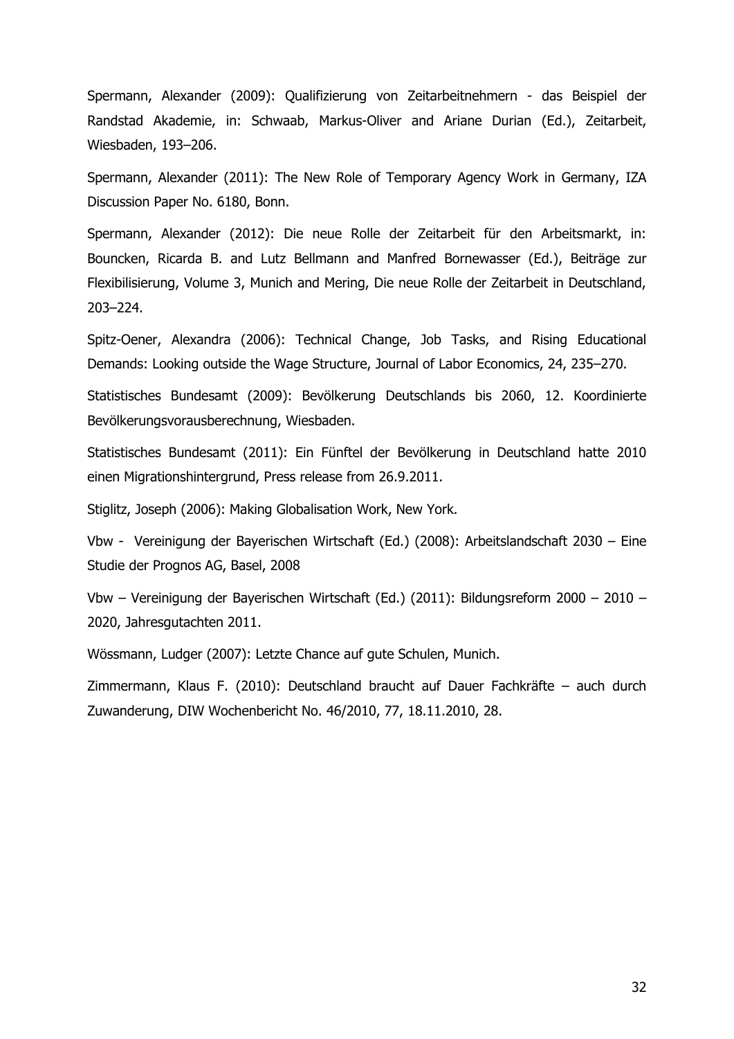Spermann, Alexander (2009): Qualifizierung von Zeitarbeitnehmern - das Beispiel der Randstad Akademie, in: Schwaab, Markus-Oliver and Ariane Durian (Ed.), Zeitarbeit, Wiesbaden, 193–206.

Spermann, Alexander (2011): The New Role of Temporary Agency Work in Germany, IZA Discussion Paper No. 6180, Bonn.

Spermann, Alexander (2012): Die neue Rolle der Zeitarbeit für den Arbeitsmarkt, in: Bouncken, Ricarda B. and Lutz Bellmann and Manfred Bornewasser (Ed.), Beiträge zur Flexibilisierung, Volume 3, Munich and Mering, Die neue Rolle der Zeitarbeit in Deutschland, 203–224.

Spitz-Oener, Alexandra (2006): Technical Change, Job Tasks, and Rising Educational Demands: Looking outside the Wage Structure, Journal of Labor Economics, 24, 235–270.

Statistisches Bundesamt (2009): Bevölkerung Deutschlands bis 2060, 12. Koordinierte Bevölkerungsvorausberechnung, Wiesbaden.

Statistisches Bundesamt (2011): Ein Fünftel der Bevölkerung in Deutschland hatte 2010 einen Migrationshintergrund, Press release from 26.9.2011.

Stiglitz, Joseph (2006): Making Globalisation Work, New York.

Vbw - Vereinigung der Bayerischen Wirtschaft (Ed.) (2008): Arbeitslandschaft 2030 – Eine Studie der Prognos AG, Basel, 2008

Vbw – Vereinigung der Bayerischen Wirtschaft (Ed.) (2011): Bildungsreform 2000 – 2010 – 2020, Jahresgutachten 2011.

Wössmann, Ludger (2007): Letzte Chance auf gute Schulen, Munich.

Zimmermann, Klaus F. (2010): Deutschland braucht auf Dauer Fachkräfte – auch durch Zuwanderung, DIW Wochenbericht No. 46/2010, 77, 18.11.2010, 28.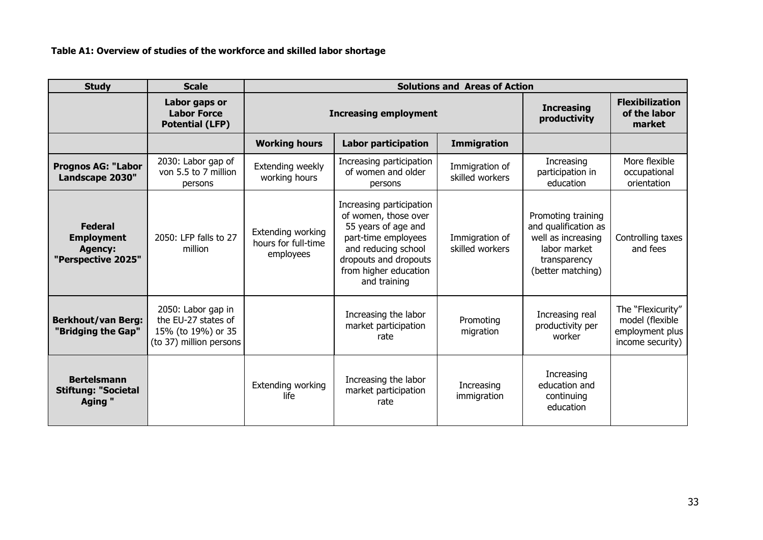**Table A1: Overview of studies of the workforce and skilled labor shortage**

| Study | Scale | Solutions and Areas of Action | | | | |
|---|---|---|---|---|---|---|
| | Labor gaps or Labor Force Potential (LFP) | Increasing employment | | | Increasing productivity | Flexibilization of the labor market |
| | | Working hours | Labor participation | Immigration | | |
| **Prognos AG: "Labor Landscape 2030"** | 2030: Labor gap of von 5.5 to 7 million persons | Extending weekly working hours | Increasing participation of women and older persons | Immigration of skilled workers | Increasing participation in education | More flexible occupational orientation |
| **Federal Employment Agency: "Perspective 2025"** | 2050: LFP falls to 27 million | Extending working hours for full-time employees | Increasing participation of women, those over 55 years of age and part-time employees and reducing school dropouts and dropouts from higher education and training | Immigration of skilled workers | Promoting training and qualification as well as increasing labor market transparency (better matching) | Controlling taxes and fees |
| **Berkhout/van Berg: "Bridging the Gap"** | 2050: Labor gap in the EU-27 states of 15% (to 19%) or 35 (to 37) million persons | | Increasing the labor market participation rate | Promoting migration | Increasing real productivity per worker | The "Flexicurity" model (flexible employment plus income security) |
| **Bertelsmann Stiftung: "Societal Aging "** | | Extending working life | Increasing the labor market participation rate | Increasing immigration | Increasing education and continuing education | |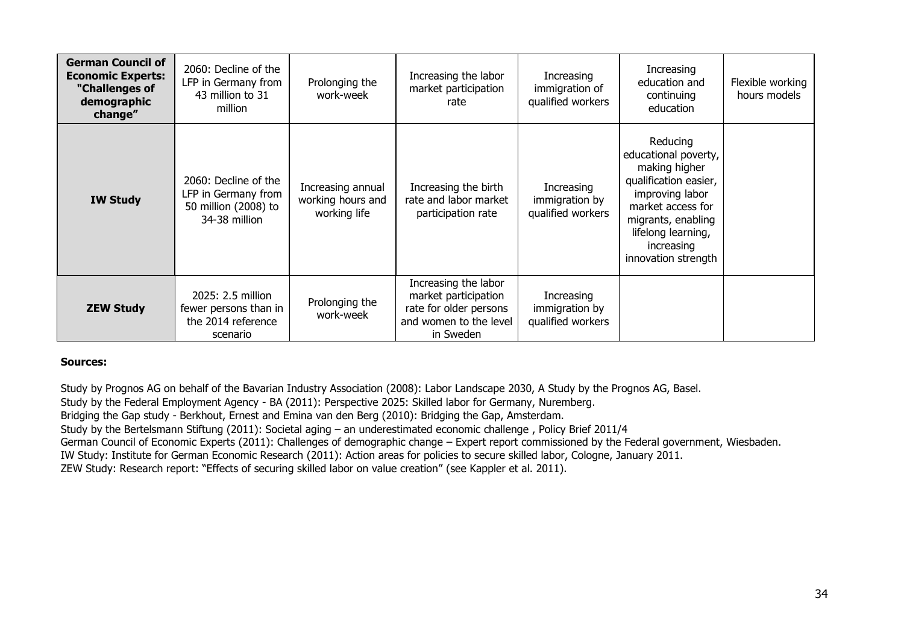| | | | | | | |
|---|---|---|---|---|---|---|
| **German Council of Economic Experts: "Challenges of demographic change"** | 2060: Decline of the LFP in Germany from 43 million to 31 million | Prolonging the work-week | Increasing the labor market participation rate | Increasing immigration of qualified workers | Increasing education and continuing education | Flexible working hours models |
| **IW Study** | 2060: Decline of the LFP in Germany from 50 million (2008) to 34-38 million | Increasing annual working hours and working life | Increasing the birth rate and labor market participation rate | Increasing immigration by qualified workers | Reducing educational poverty, making higher qualification easier, improving labor market access for migrants, enabling lifelong learning, increasing innovation strength | |
| **ZEW Study** | 2025: 2.5 million fewer persons than in the 2014 reference scenario | Prolonging the work-week | Increasing the labor market participation rate for older persons and women to the level in Sweden | Increasing immigration by qualified workers | | |

**Sources:**

Study by Prognos AG on behalf of the Bavarian Industry Association (2008): Labor Landscape 2030, A Study by the Prognos AG, Basel.
Study by the Federal Employment Agency - BA (2011): Perspective 2025: Skilled labor for Germany, Nuremberg.
Bridging the Gap study - Berkhout, Ernest and Emina van den Berg (2010): Bridging the Gap, Amsterdam.
Study by the Bertelsmann Stiftung (2011): Societal aging – an underestimated economic challenge , Policy Brief 2011/4
German Council of Economic Experts (2011): Challenges of demographic change – Expert report commissioned by the Federal government, Wiesbaden.
IW Study: Institute for German Economic Research (2011): Action areas for policies to secure skilled labor, Cologne, January 2011.
ZEW Study: Research report: "Effects of securing skilled labor on value creation" (see Kappler et al. 2011).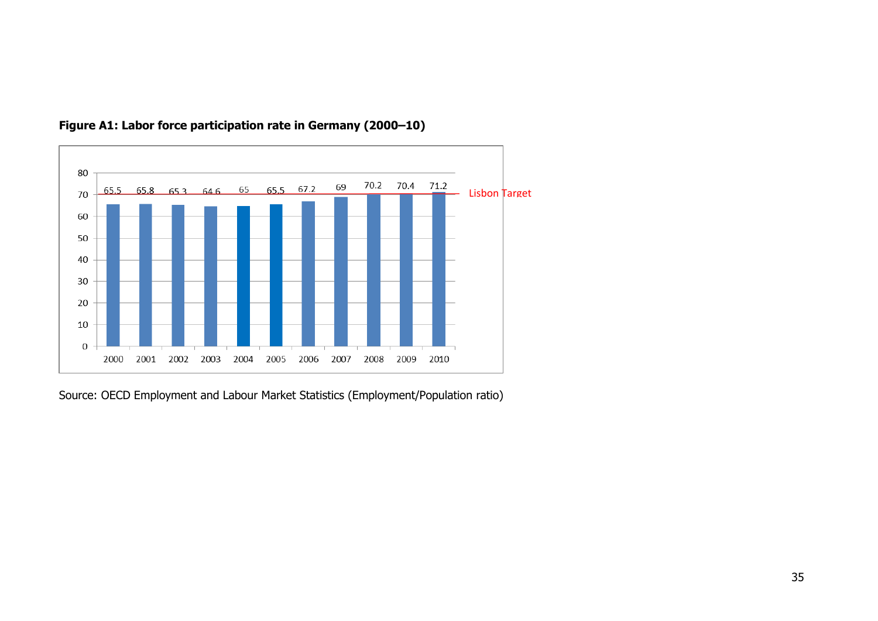**Figure A1: Labor force participation rate in Germany (2000–10)**

| Year | Rate |
|---|---|
| 2000 | 65.5 |
| 2001 | 65.8 |
| 2002 | 65.3 |
| 2003 | 64.6 |
| 2004 | 65 |
| 2005 | 65.5 |
| 2006 | 67.2 |
| 2007 | 69 |
| 2008 | 70.2 |
| 2009 | 70.4 |
| 2010 | 71.2 |

Lisbon Target

Source: OECD Employment and Labour Market Statistics (Employment/Population ratio)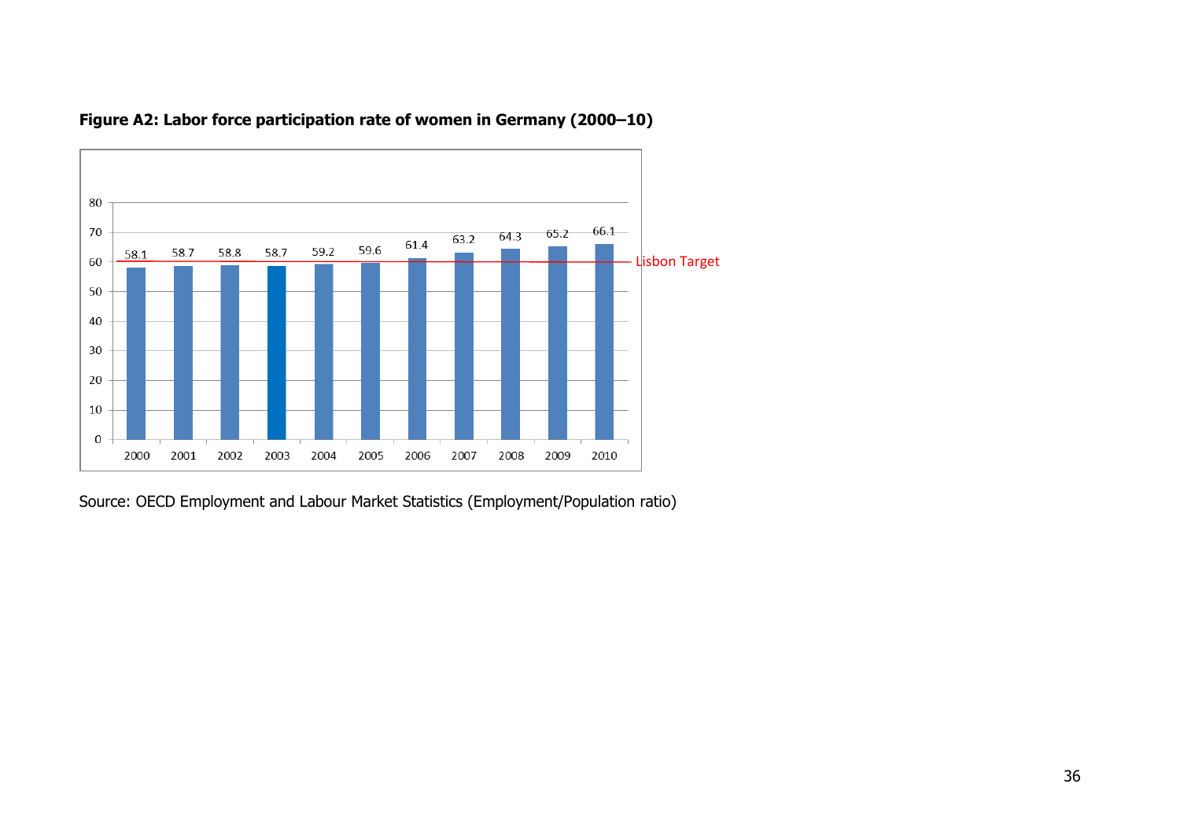**Figure A2: Labor force participation rate of women in Germany (2000–10)**

| Year | Rate |
| --- | --- |
| 2000 | 58.1 |
| 2001 | 58.7 |
| 2002 | 58.8 |
| 2003 | 58.7 |
| 2004 | 59.2 |
| 2005 | 59.6 |
| 2006 | 61.4 |
| 2007 | 63.2 |
| 2008 | 64.3 |
| 2009 | 65.2 |
| 2010 | 66.1 |

Lisbon Target

Source: OECD Employment and Labour Market Statistics (Employment/Population ratio)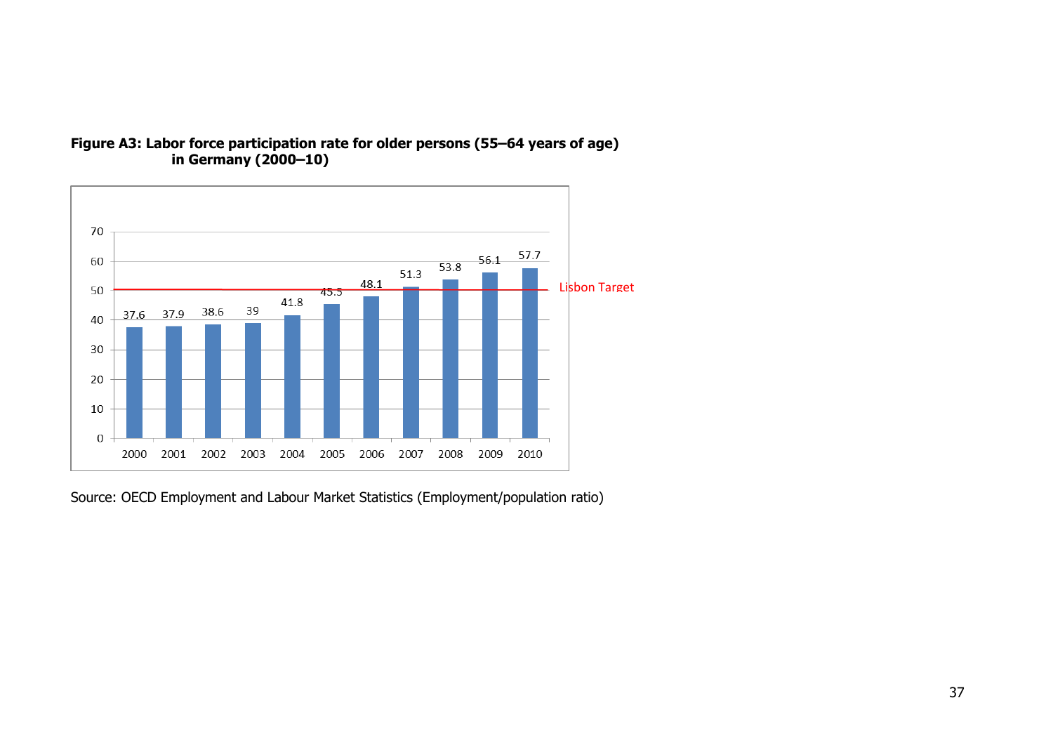**Figure A3: Labor force participation rate for older persons (55–64 years of age) in Germany (2000–10)**

70
60
50
40
30
20
10
0

2000 2001 2002 2003 2004 2005 2006 2007 2008 2009 2010

37.6 37.9 38.6 39 41.8 45.5 48.1 51.3 53.8 56.1 57.7

Lisbon Target

Source: OECD Employment and Labour Market Statistics (Employment/population ratio)